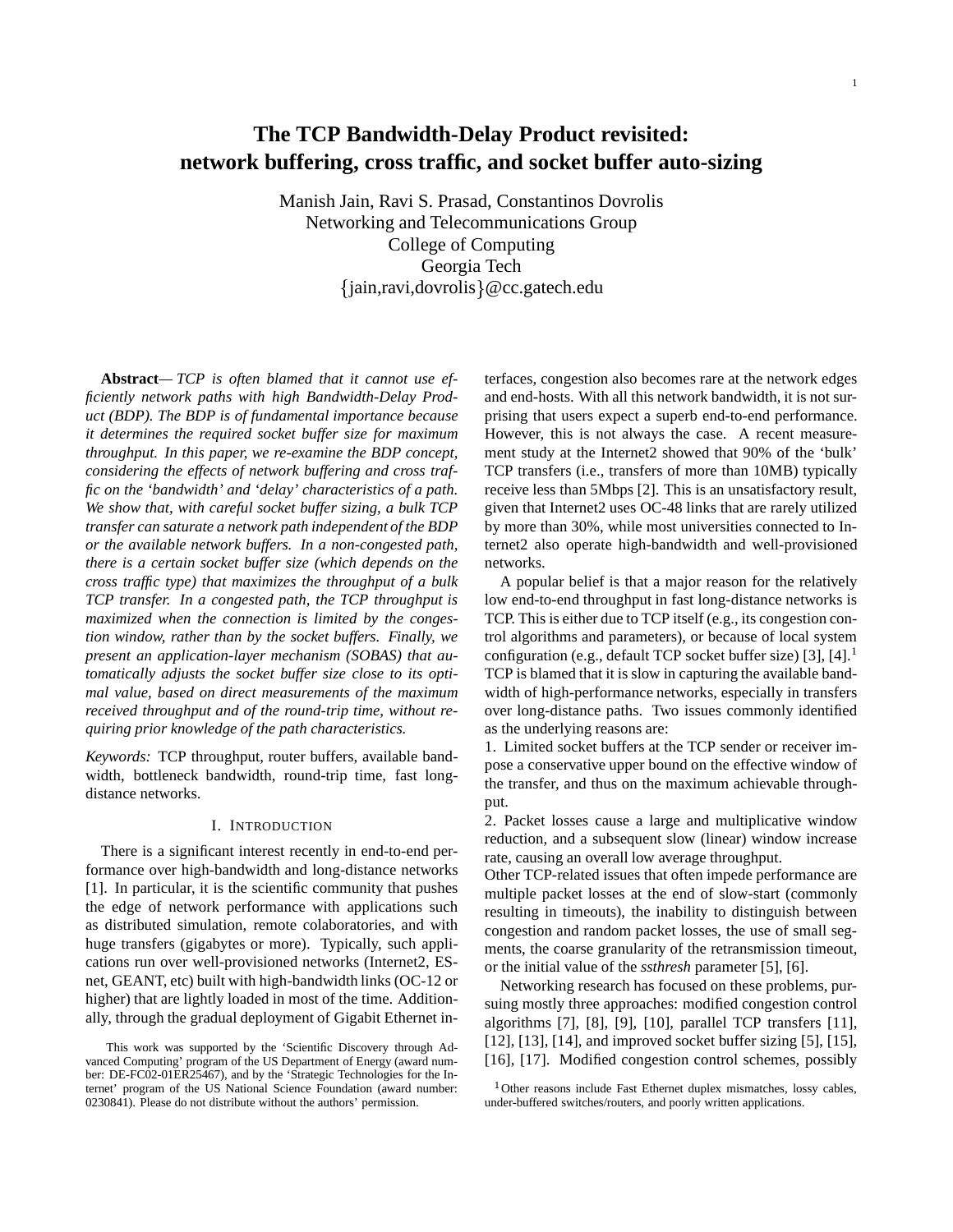# The TCP Bandwidth-Delay Product revisited: network buffering, cross traffic, and socket buffer auto-sizing

Manish Jain, Ravi S. Prasad, Constantinos Dovrolis
Networking and Telecommunications Group
College of Computing
Georgia Tech
{jain,ravi,dovrolis}@cc.gatech.edu

**Abstract**— *TCP is often blamed that it cannot use efficiently network paths with high Bandwidth-Delay Product (BDP). The BDP is of fundamental importance because it determines the required socket buffer size for maximum throughput. In this paper, we re-examine the BDP concept, considering the effects of network buffering and cross traffic on the 'bandwidth' and 'delay' characteristics of a path. We show that, with careful socket buffer sizing, a bulk TCP transfer can saturate a network path independent of the BDP or the available network buffers. In a non-congested path, there is a certain socket buffer size (which depends on the cross traffic type) that maximizes the throughput of a bulk TCP transfer. In a congested path, the TCP throughput is maximized when the connection is limited by the congestion window, rather than by the socket buffers. Finally, we present an application-layer mechanism (SOBAS) that automatically adjusts the socket buffer size close to its optimal value, based on direct measurements of the maximum received throughput and of the round-trip time, without requiring prior knowledge of the path characteristics.*

*Keywords:* TCP throughput, router buffers, available bandwidth, bottleneck bandwidth, round-trip time, fast long-distance networks.

## I. Introduction

There is a significant interest recently in end-to-end performance over high-bandwidth and long-distance networks [1]. In particular, it is the scientific community that pushes the edge of network performance with applications such as distributed simulation, remote colaboratories, and with huge transfers (gigabytes or more). Typically, such applications run over well-provisioned networks (Internet2, ESnet, GEANT, etc) built with high-bandwidth links (OC-12 or higher) that are lightly loaded in most of the time. Additionally, through the gradual deployment of Gigabit Ethernet interfaces, congestion also becomes rare at the network edges and end-hosts. With all this network bandwidth, it is not surprising that users expect a superb end-to-end performance. However, this is not always the case. A recent measurement study at the Internet2 showed that 90% of the 'bulk' TCP transfers (i.e., transfers of more than 10MB) typically receive less than 5Mbps [2]. This is an unsatisfactory result, given that Internet2 uses OC-48 links that are rarely utilized by more than 30%, while most universities connected to Internet2 also operate high-bandwidth and well-provisioned networks.

A popular belief is that a major reason for the relatively low end-to-end throughput in fast long-distance networks is TCP. This is either due to TCP itself (e.g., its congestion control algorithms and parameters), or because of local system configuration (e.g., default TCP socket buffer size) [3], [4].[1] TCP is blamed that it is slow in capturing the available bandwidth of high-performance networks, especially in transfers over long-distance paths. Two issues commonly identified as the underlying reasons are:

1. Limited socket buffers at the TCP sender or receiver impose a conservative upper bound on the effective window of the transfer, and thus on the maximum achievable throughput.
2. Packet losses cause a large and multiplicative window reduction, and a subsequent slow (linear) window increase rate, causing an overall low average throughput.

Other TCP-related issues that often impede performance are multiple packet losses at the end of slow-start (commonly resulting in timeouts), the inability to distinguish between congestion and random packet losses, the use of small segments, the coarse granularity of the retransmission timeout, or the initial value of the *ssthresh* parameter [5], [6].

Networking research has focused on these problems, pursuing mostly three approaches: modified congestion control algorithms [7], [8], [9], [10], parallel TCP transfers [11], [12], [13], [14], and improved socket buffer sizing [5], [15], [16], [17]. Modified congestion control schemes, possibly

This work was supported by the 'Scientific Discovery through Advanced Computing' program of the US Department of Energy (award number: DE-FC02-01ER25467), and by the 'Strategic Technologies for the Internet' program of the US National Science Foundation (award number: 0230841). Please do not distribute without the authors' permission.

[1] Other reasons include Fast Ethernet duplex mismatches, lossy cables, under-buffered switches/routers, and poorly written applications.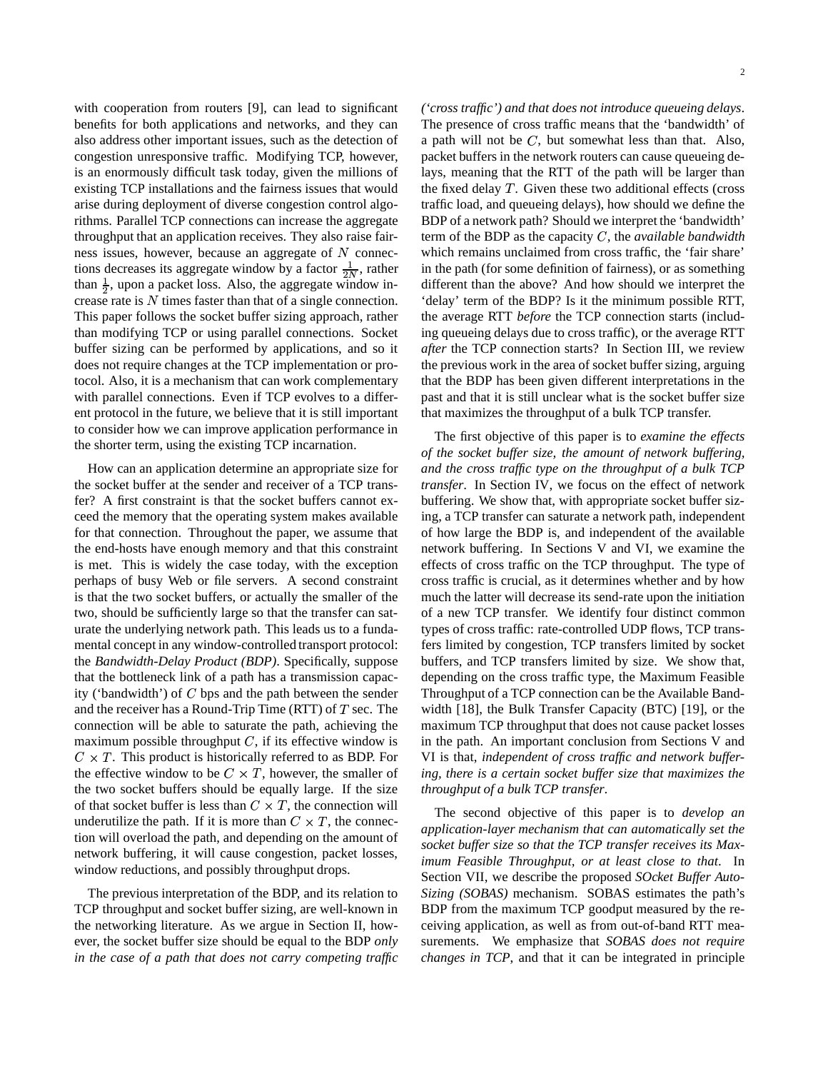with cooperation from routers [9], can lead to significant benefits for both applications and networks, and they can also address other important issues, such as the detection of congestion unresponsive traffic. Modifying TCP, however, is an enormously difficult task today, given the millions of existing TCP installations and the fairness issues that would arise during deployment of diverse congestion control algorithms. Parallel TCP connections can increase the aggregate throughput that an application receives. They also raise fairness issues, however, because an aggregate of $N$ connections decreases its aggregate window by a factor $\frac{1}{2N}$, rather than $\frac{1}{2}$, upon a packet loss. Also, the aggregate window increase rate is $N$ times faster than that of a single connection. This paper follows the socket buffer sizing approach, rather than modifying TCP or using parallel connections. Socket buffer sizing can be performed by applications, and so it does not require changes at the TCP implementation or protocol. Also, it is a mechanism that can work complementary with parallel connections. Even if TCP evolves to a different protocol in the future, we believe that it is still important to consider how we can improve application performance in the shorter term, using the existing TCP incarnation.

How can an application determine an appropriate size for the socket buffer at the sender and receiver of a TCP transfer? A first constraint is that the socket buffers cannot exceed the memory that the operating system makes available for that connection. Throughout the paper, we assume that the end-hosts have enough memory and that this constraint is met. This is widely the case today, with the exception perhaps of busy Web or file servers. A second constraint is that the two socket buffers, or actually the smaller of the two, should be sufficiently large so that the transfer can saturate the underlying network path. This leads us to a fundamental concept in any window-controlled transport protocol: the *Bandwidth-Delay Product (BDP)*. Specifically, suppose that the bottleneck link of a path has a transmission capacity ('bandwidth') of $C$ bps and the path between the sender and the receiver has a Round-Trip Time (RTT) of $T$ sec. The connection will be able to saturate the path, achieving the maximum possible throughput $C$, if its effective window is $C \times T$. This product is historically referred to as BDP. For the effective window to be $C \times T$, however, the smaller of the two socket buffers should be equally large. If the size of that socket buffer is less than $C \times T$, the connection will underutilize the path. If it is more than $C \times T$, the connection will overload the path, and depending on the amount of network buffering, it will cause congestion, packet losses, window reductions, and possibly throughput drops.

The previous interpretation of the BDP, and its relation to TCP throughput and socket buffer sizing, are well-known in the networking literature. As we argue in Section II, however, the socket buffer size should be equal to the BDP *only in the case of a path that does not carry competing traffic ('cross traffic') and that does not introduce queueing delays*. The presence of cross traffic means that the 'bandwidth' of a path will not be $C$, but somewhat less than that. Also, packet buffers in the network routers can cause queueing delays, meaning that the RTT of the path will be larger than the fixed delay $T$. Given these two additional effects (cross traffic load, and queueing delays), how should we define the BDP of a network path? Should we interpret the 'bandwidth' term of the BDP as the capacity $C$, the *available bandwidth* which remains unclaimed from cross traffic, the 'fair share' in the path (for some definition of fairness), or as something different than the above? And how should we interpret the 'delay' term of the BDP? Is it the minimum possible RTT, the average RTT *before* the TCP connection starts (including queueing delays due to cross traffic), or the average RTT *after* the TCP connection starts? In Section III, we review the previous work in the area of socket buffer sizing, arguing that the BDP has been given different interpretations in the past and that it is still unclear what is the socket buffer size that maximizes the throughput of a bulk TCP transfer.

The first objective of this paper is to *examine the effects of the socket buffer size, the amount of network buffering, and the cross traffic type on the throughput of a bulk TCP transfer*. In Section IV, we focus on the effect of network buffering. We show that, with appropriate socket buffer sizing, a TCP transfer can saturate a network path, independent of how large the BDP is, and independent of the available network buffering. In Sections V and VI, we examine the effects of cross traffic on the TCP throughput. The type of cross traffic is crucial, as it determines whether and by how much the latter will decrease its send-rate upon the initiation of a new TCP transfer. We identify four distinct common types of cross traffic: rate-controlled UDP flows, TCP transfers limited by congestion, TCP transfers limited by socket buffers, and TCP transfers limited by size. We show that, depending on the cross traffic type, the Maximum Feasible Throughput of a TCP connection can be the Available Bandwidth [18], the Bulk Transfer Capacity (BTC) [19], or the maximum TCP throughput that does not cause packet losses in the path. An important conclusion from Sections V and VI is that, *independent of cross traffic and network buffering, there is a certain socket buffer size that maximizes the throughput of a bulk TCP transfer*.

The second objective of this paper is to *develop an application-layer mechanism that can automatically set the socket buffer size so that the TCP transfer receives its Maximum Feasible Throughput, or at least close to that*. In Section VII, we describe the proposed *SOcket Buffer Auto-Sizing (SOBAS)* mechanism. SOBAS estimates the path's BDP from the maximum TCP goodput measured by the receiving application, as well as from out-of-band RTT measurements. We emphasize that *SOBAS does not require changes in TCP*, and that it can be integrated in principle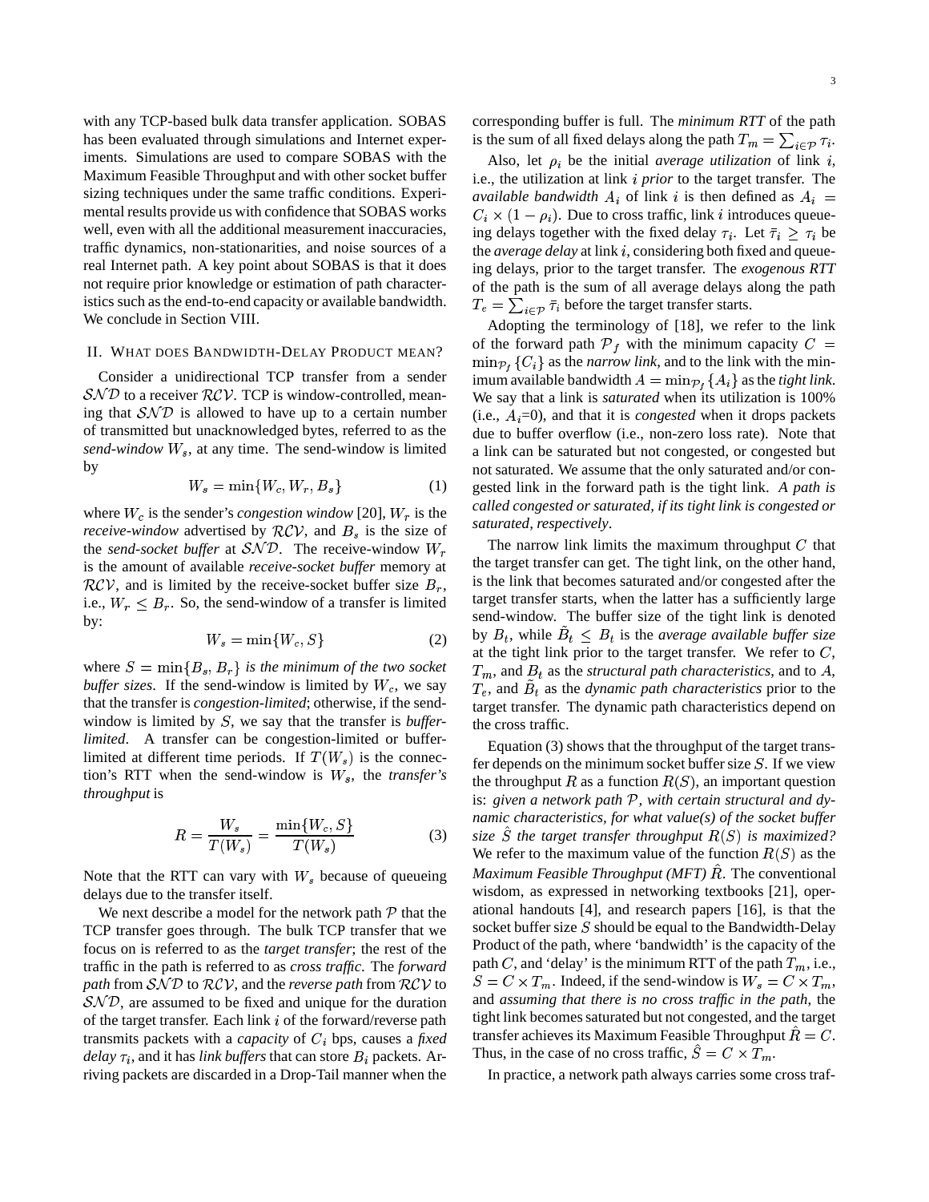with any TCP-based bulk data transfer application. SOBAS has been evaluated through simulations and Internet experiments. Simulations are used to compare SOBAS with the Maximum Feasible Throughput and with other socket buffer sizing techniques under the same traffic conditions. Experimental results provide us with confidence that SOBAS works well, even with all the additional measurement inaccuracies, traffic dynamics, non-stationarities, and noise sources of a real Internet path. A key point about SOBAS is that it does not require prior knowledge or estimation of path characteristics such as the end-to-end capacity or available bandwidth. We conclude in Section VIII.

## II. What does Bandwidth-Delay Product mean?

Consider a unidirectional TCP transfer from a sender $\mathcal{SND}$ to a receiver $\mathcal{RCV}$. TCP is window-controlled, meaning that $\mathcal{SND}$ is allowed to have up to a certain number of transmitted but unacknowledged bytes, referred to as the *send-window* $W_s$, at any time. The send-window is limited by

$$W_s = \min\{W_c, W_r, B_s\} \tag{1}$$

where $W_c$ is the sender's *congestion window* [20], $W_r$ is the *receive-window* advertised by $\mathcal{RCV}$, and $B_s$ is the size of the *send-socket buffer* at $\mathcal{SND}$. The receive-window $W_r$ is the amount of available *receive-socket buffer* memory at $\mathcal{RCV}$, and is limited by the receive-socket buffer size $B_r$, i.e., $W_r \leq B_r$. So, the send-window of a transfer is limited by:

$$W_s = \min\{W_c, S\} \tag{2}$$

where $S = \min\{B_s, B_r\}$ *is the minimum of the two socket buffer sizes*. If the send-window is limited by $W_c$, we say that the transfer is *congestion-limited*; otherwise, if the send-window is limited by $S$, we say that the transfer is *buffer-limited*. A transfer can be congestion-limited or buffer-limited at different time periods. If $T(W_s)$ is the connection's RTT when the send-window is $W_s$, the *transfer's throughput* is

$$R = \frac{W_s}{T(W_s)} = \frac{\min\{W_c, S\}}{T(W_s)} \tag{3}$$

Note that the RTT can vary with $W_s$ because of queueing delays due to the transfer itself.

We next describe a model for the network path $\mathcal{P}$ that the TCP transfer goes through. The bulk TCP transfer that we focus on is referred to as the *target transfer*; the rest of the traffic in the path is referred to as *cross traffic*. The *forward path* from $\mathcal{SND}$ to $\mathcal{RCV}$, and the *reverse path* from $\mathcal{RCV}$ to $\mathcal{SND}$, are assumed to be fixed and unique for the duration of the target transfer. Each link $i$ of the forward/reverse path transmits packets with a *capacity* of $C_i$ bps, causes a *fixed delay* $\tau_i$, and it has *link buffers* that can store $B_i$ packets. Arriving packets are discarded in a Drop-Tail manner when the corresponding buffer is full. The *minimum RTT* of the path is the sum of all fixed delays along the path $T_m = \sum_{i \in \mathcal{P}} \tau_i$.

Also, let $\rho_i$ be the initial *average utilization* of link $i$, i.e., the utilization at link $i$ *prior* to the target transfer. The *available bandwidth* $A_i$ of link $i$ is then defined as $A_i = C_i \times (1 - \rho_i)$. Due to cross traffic, link $i$ introduces queueing delays together with the fixed delay $\tau_i$. Let $\bar{\tau}_i \geq \tau_i$ be the *average delay* at link $i$, considering both fixed and queueing delays, prior to the target transfer. The *exogenous RTT* of the path is the sum of all average delays along the path $T_e = \sum_{i \in \mathcal{P}} \bar{\tau}_i$ before the target transfer starts.

Adopting the terminology of [18], we refer to the link of the forward path $\mathcal{P}_f$ with the minimum capacity $C = \min_{\mathcal{P}_f}\{C_i\}$ as the *narrow link*, and to the link with the minimum available bandwidth $A = \min_{\mathcal{P}_f}\{A_i\}$ as the *tight link*. We say that a link is *saturated* when its utilization is 100% (i.e., $A_i$=0), and that it is *congested* when it drops packets due to buffer overflow (i.e., non-zero loss rate). Note that a link can be saturated but not congested, or congested but not saturated. We assume that the only saturated and/or congested link in the forward path is the tight link. *A path is called congested or saturated, if its tight link is congested or saturated, respectively*.

The narrow link limits the maximum throughput $C$ that the target transfer can get. The tight link, on the other hand, is the link that becomes saturated and/or congested after the target transfer starts, when the latter has a sufficiently large send-window. The buffer size of the tight link is denoted by $B_t$, while $\tilde{B}_t \leq B_t$ is the *average available buffer size* at the tight link prior to the target transfer. We refer to $C$, $T_m$, and $B_t$ as the *structural path characteristics*, and to $A$, $T_e$, and $\tilde{B}_t$ as the *dynamic path characteristics* prior to the target transfer. The dynamic path characteristics depend on the cross traffic.

Equation (3) shows that the throughput of the target transfer depends on the minimum socket buffer size $S$. If we view the throughput $R$ as a function $R(S)$, an important question is: *given a network path $\mathcal{P}$, with certain structural and dynamic characteristics, for what value(s) of the socket buffer size $\hat{S}$ the target transfer throughput $R(S)$ is maximized?* We refer to the maximum value of the function $R(S)$ as the *Maximum Feasible Throughput (MFT)* $\hat{R}$. The conventional wisdom, as expressed in networking textbooks [21], operational handouts [4], and research papers [16], is that the socket buffer size $S$ should be equal to the Bandwidth-Delay Product of the path, where 'bandwidth' is the capacity of the path $C$, and 'delay' is the minimum RTT of the path $T_m$, i.e., $S = C \times T_m$. Indeed, if the send-window is $W_s = C \times T_m$, and *assuming that there is no cross traffic in the path*, the tight link becomes saturated but not congested, and the target transfer achieves its Maximum Feasible Throughput $\hat{R} = C$. Thus, in the case of no cross traffic, $\hat{S} = C \times T_m$.

In practice, a network path always carries some cross traf-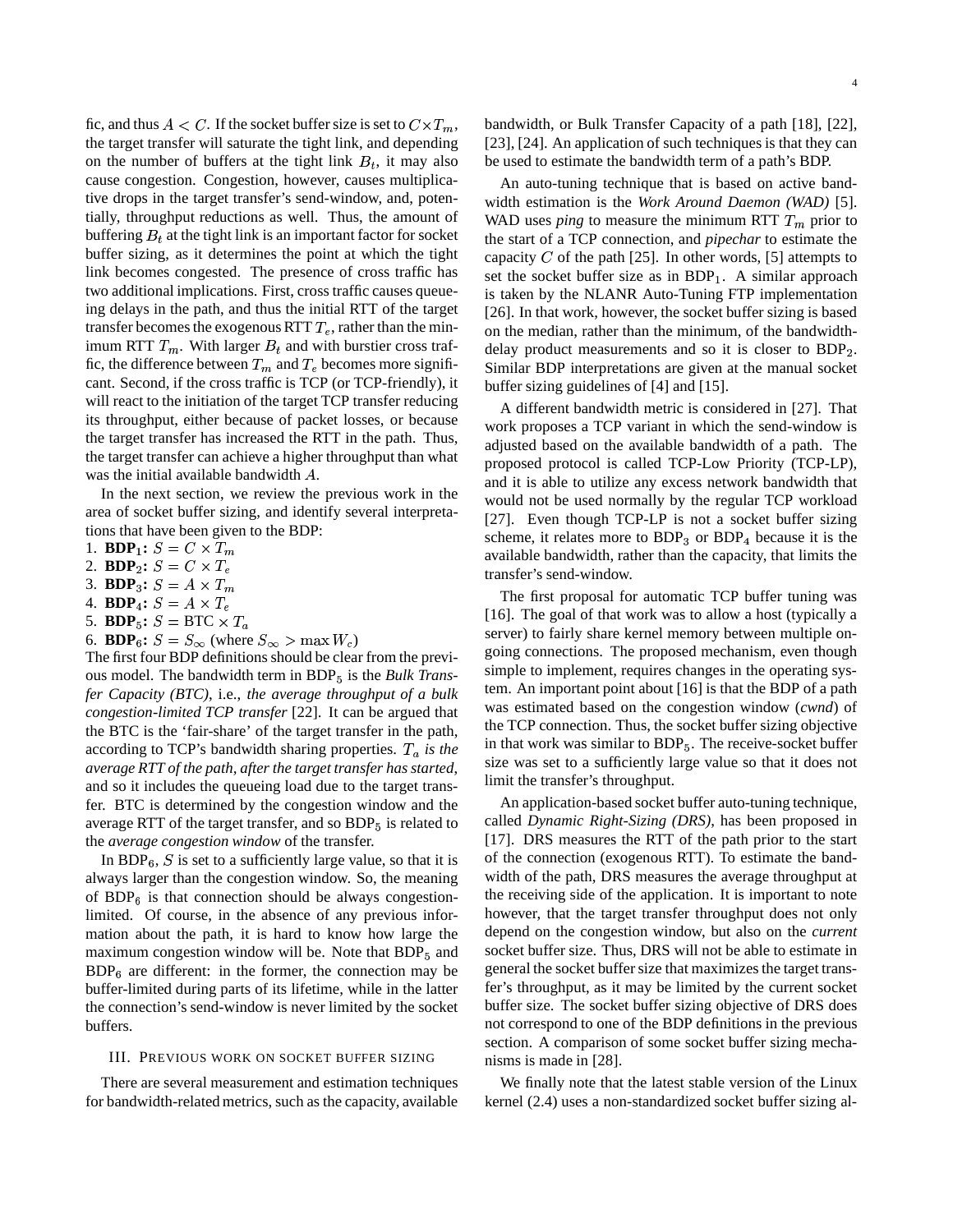fic, and thus $A < C$. If the socket buffer size is set to $C \times T_m$, the target transfer will saturate the tight link, and depending on the number of buffers at the tight link $B_t$, it may also cause congestion. Congestion, however, causes multiplicative drops in the target transfer's send-window, and, potentially, throughput reductions as well. Thus, the amount of buffering $B_t$ at the tight link is an important factor for socket buffer sizing, as it determines the point at which the tight link becomes congested. The presence of cross traffic has two additional implications. First, cross traffic causes queueing delays in the path, and thus the initial RTT of the target transfer becomes the exogenous RTT $T_e$, rather than the minimum RTT $T_m$. With larger $B_t$ and with burstier cross traffic, the difference between $T_m$ and $T_e$ becomes more significant. Second, if the cross traffic is TCP (or TCP-friendly), it will react to the initiation of the target TCP transfer reducing its throughput, either because of packet losses, or because the target transfer has increased the RTT in the path. Thus, the target transfer can achieve a higher throughput than what was the initial available bandwidth $A$.

In the next section, we review the previous work in the area of socket buffer sizing, and identify several interpretations that have been given to the BDP:

1. **BDP$_1$:** $S = C \times T_m$
2. **BDP$_2$:** $S = C \times T_e$
3. **BDP$_3$:** $S = A \times T_m$
4. **BDP$_4$:** $S = A \times T_e$
5. **BDP$_5$:** $S = \text{BTC} \times T_a$
6. **BDP$_6$:** $S = S_\infty$ (where $S_\infty > \max W_c$)

The first four BDP definitions should be clear from the previous model. The bandwidth term in BDP$_5$ is the *Bulk Transfer Capacity (BTC)*, i.e., *the average throughput of a bulk congestion-limited TCP transfer* [22]. It can be argued that the BTC is the 'fair-share' of the target transfer in the path, according to TCP's bandwidth sharing properties. *$T_a$ is the average RTT of the path, after the target transfer has started*, and so it includes the queueing load due to the target transfer. BTC is determined by the congestion window and the average RTT of the target transfer, and so BDP$_5$ is related to the *average congestion window* of the transfer.

In BDP$_6$, $S$ is set to a sufficiently large value, so that it is always larger than the congestion window. So, the meaning of BDP$_6$ is that connection should be always congestion-limited. Of course, in the absence of any previous information about the path, it is hard to know how large the maximum congestion window will be. Note that BDP$_5$ and BDP$_6$ are different: in the former, the connection may be buffer-limited during parts of its lifetime, while in the latter the connection's send-window is never limited by the socket buffers.

## III. Previous work on socket buffer sizing

There are several measurement and estimation techniques for bandwidth-related metrics, such as the capacity, available bandwidth, or Bulk Transfer Capacity of a path [18], [22], [23], [24]. An application of such techniques is that they can be used to estimate the bandwidth term of a path's BDP.

An auto-tuning technique that is based on active bandwidth estimation is the *Work Around Daemon (WAD)* [5]. WAD uses *ping* to measure the minimum RTT $T_m$ prior to the start of a TCP connection, and *pipechar* to estimate the capacity $C$ of the path [25]. In other words, [5] attempts to set the socket buffer size as in BDP$_1$. A similar approach is taken by the NLANR Auto-Tuning FTP implementation [26]. In that work, however, the socket buffer sizing is based on the median, rather than the minimum, of the bandwidth-delay product measurements and so it is closer to BDP$_2$. Similar BDP interpretations are given at the manual socket buffer sizing guidelines of [4] and [15].

A different bandwidth metric is considered in [27]. That work proposes a TCP variant in which the send-window is adjusted based on the available bandwidth of a path. The proposed protocol is called TCP-Low Priority (TCP-LP), and it is able to utilize any excess network bandwidth that would not be used normally by the regular TCP workload [27]. Even though TCP-LP is not a socket buffer sizing scheme, it relates more to BDP$_3$ or BDP$_4$ because it is the available bandwidth, rather than the capacity, that limits the transfer's send-window.

The first proposal for automatic TCP buffer tuning was [16]. The goal of that work was to allow a host (typically a server) to fairly share kernel memory between multiple ongoing connections. The proposed mechanism, even though simple to implement, requires changes in the operating system. An important point about [16] is that the BDP of a path was estimated based on the congestion window (*cwnd*) of the TCP connection. Thus, the socket buffer sizing objective in that work was similar to BDP$_5$. The receive-socket buffer size was set to a sufficiently large value so that it does not limit the transfer's throughput.

An application-based socket buffer auto-tuning technique, called *Dynamic Right-Sizing (DRS)*, has been proposed in [17]. DRS measures the RTT of the path prior to the start of the connection (exogenous RTT). To estimate the bandwidth of the path, DRS measures the average throughput at the receiving side of the application. It is important to note however, that the target transfer throughput does not only depend on the congestion window, but also on the *current* socket buffer size. Thus, DRS will not be able to estimate in general the socket buffer size that maximizes the target transfer's throughput, as it may be limited by the current socket buffer size. The socket buffer sizing objective of DRS does not correspond to one of the BDP definitions in the previous section. A comparison of some socket buffer sizing mechanisms is made in [28].

We finally note that the latest stable version of the Linux kernel (2.4) uses a non-standardized socket buffer sizing al-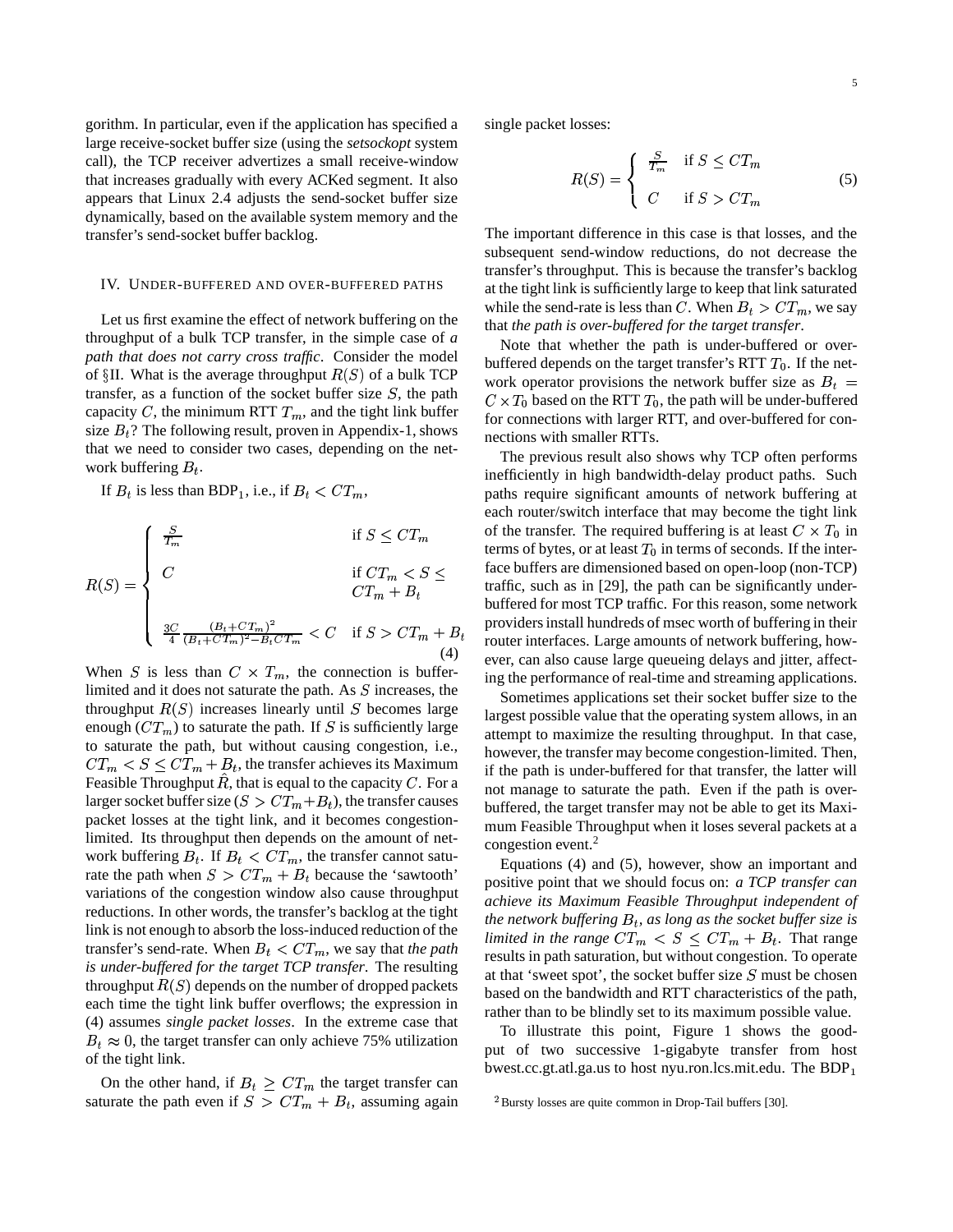gorithm. In particular, even if the application has specified a large receive-socket buffer size (using the *setsockopt* system call), the TCP receiver advertizes a small receive-window that increases gradually with every ACKed segment. It also appears that Linux 2.4 adjusts the send-socket buffer size dynamically, based on the available system memory and the transfer's send-socket buffer backlog.

## IV. Under-buffered and over-buffered paths

Let us first examine the effect of network buffering on the throughput of a bulk TCP transfer, in the simple case of *a path that does not carry cross traffic*. Consider the model of §II. What is the average throughput $R(S)$ of a bulk TCP transfer, as a function of the socket buffer size $S$, the path capacity $C$, the minimum RTT $T_m$, and the tight link buffer size $B_t$? The following result, proven in Appendix-1, shows that we need to consider two cases, depending on the network buffering $B_t$.

If $B_t$ is less than BDP$_1$, i.e., if $B_t < CT_m$,

$$R(S) = \begin{cases} \frac{S}{T_m} & \text{if } S \leq CT_m \\ C & \text{if } CT_m < S \leq CT_m + B_t \\ \frac{3C}{4} \frac{(B_t + CT_m)^2}{(B_t + CT_m)^2 - B_t CT_m} < C & \text{if } S > CT_m + B_t \end{cases} \tag{4}$$

When $S$ is less than $C \times T_m$, the connection is buffer-limited and it does not saturate the path. As $S$ increases, the throughput $R(S)$ increases linearly until $S$ becomes large enough ($CT_m$) to saturate the path. If $S$ is sufficiently large to saturate the path, but without causing congestion, i.e., $CT_m < S \leq CT_m + B_t$, the transfer achieves its Maximum Feasible Throughput $\hat{R}$, that is equal to the capacity $C$. For a larger socket buffer size ($S > CT_m + B_t$), the transfer causes packet losses at the tight link, and it becomes congestion-limited. Its throughput then depends on the amount of network buffering $B_t$. If $B_t < CT_m$, the transfer cannot saturate the path when $S > CT_m + B_t$ because the 'sawtooth' variations of the congestion window also cause throughput reductions. In other words, the transfer's backlog at the tight link is not enough to absorb the loss-induced reduction of the transfer's send-rate. When $B_t < CT_m$, we say that *the path is under-buffered for the target TCP transfer*. The resulting throughput $R(S)$ depends on the number of dropped packets each time the tight link buffer overflows; the expression in (4) assumes *single packet losses*. In the extreme case that $B_t \approx 0$, the target transfer can only achieve 75% utilization of the tight link.

On the other hand, if $B_t \geq CT_m$ the target transfer can saturate the path even if $S > CT_m + B_t$, assuming again single packet losses:

$$R(S) = \begin{cases} \frac{S}{T_m} & \text{if } S \leq CT_m \\ C & \text{if } S > CT_m \end{cases} \tag{5}$$

The important difference in this case is that losses, and the subsequent send-window reductions, do not decrease the transfer's throughput. This is because the transfer's backlog at the tight link is sufficiently large to keep that link saturated while the send-rate is less than $C$. When $B_t > CT_m$, we say that *the path is over-buffered for the target transfer*.

Note that whether the path is under-buffered or over-buffered depends on the target transfer's RTT $T_0$. If the network operator provisions the network buffer size as $B_t = C \times T_0$ based on the RTT $T_0$, the path will be under-buffered for connections with larger RTT, and over-buffered for connections with smaller RTTs.

The previous result also shows why TCP often performs inefficiently in high bandwidth-delay product paths. Such paths require significant amounts of network buffering at each router/switch interface that may become the tight link of the transfer. The required buffering is at least $C \times T_0$ in terms of bytes, or at least $T_0$ in terms of seconds. If the interface buffers are dimensioned based on open-loop (non-TCP) traffic, such as in [29], the path can be significantly under-buffered for most TCP traffic. For this reason, some network providers install hundreds of msec worth of buffering in their router interfaces. Large amounts of network buffering, however, can also cause large queueing delays and jitter, affecting the performance of real-time and streaming applications.

Sometimes applications set their socket buffer size to the largest possible value that the operating system allows, in an attempt to maximize the resulting throughput. In that case, however, the transfer may become congestion-limited. Then, if the path is under-buffered for that transfer, the latter will not manage to saturate the path. Even if the path is over-buffered, the target transfer may not be able to get its Maximum Feasible Throughput when it loses several packets at a congestion event.[2]

Equations (4) and (5), however, show an important and positive point that we should focus on: *a TCP transfer can achieve its Maximum Feasible Throughput independent of the network buffering $B_t$, as long as the socket buffer size is limited in the range $CT_m < S \leq CT_m + B_t$*. That range results in path saturation, but without congestion. To operate at that 'sweet spot', the socket buffer size $S$ must be chosen based on the bandwidth and RTT characteristics of the path, rather than to be blindly set to its maximum possible value.

To illustrate this point, Figure 1 shows the goodput of two successive 1-gigabyte transfer from host bwest.cc.gt.atl.ga.us to host nyu.ron.lcs.mit.edu. The BDP$_1$

[2] Bursty losses are quite common in Drop-Tail buffers [30].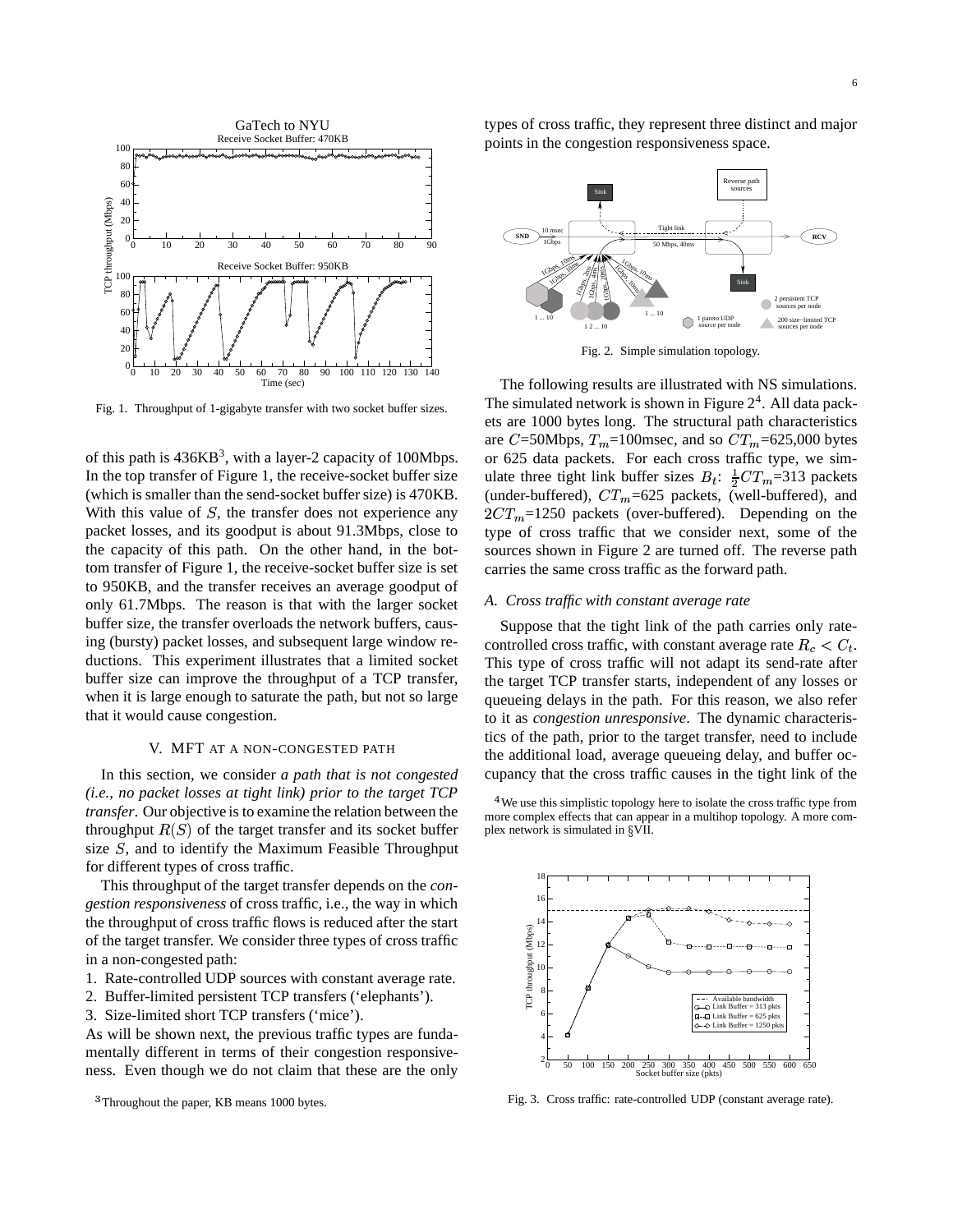Fig. 1. Throughput of 1-gigabyte transfer with two socket buffer sizes.

of this path is 436KB[3], with a layer-2 capacity of 100Mbps. In the top transfer of Figure 1, the receive-socket buffer size (which is smaller than the send-socket buffer size) is 470KB. With this value of $S$, the transfer does not experience any packet losses, and its goodput is about 91.3Mbps, close to the capacity of this path. On the other hand, in the bottom transfer of Figure 1, the receive-socket buffer size is set to 950KB, and the transfer receives an average goodput of only 61.7Mbps. The reason is that with the larger socket buffer size, the transfer overloads the network buffers, causing (bursty) packet losses, and subsequent large window reductions. This experiment illustrates that a limited socket buffer size can improve the throughput of a TCP transfer, when it is large enough to saturate the path, but not so large that it would cause congestion.

## V. MFT AT A NON-CONGESTED PATH

In this section, we consider *a path that is not congested (i.e., no packet losses at tight link) prior to the target TCP transfer*. Our objective is to examine the relation between the throughput $R(S)$ of the target transfer and its socket buffer size $S$, and to identify the Maximum Feasible Throughput for different types of cross traffic.

This throughput of the target transfer depends on the *congestion responsiveness* of cross traffic, i.e., the way in which the throughput of cross traffic flows is reduced after the start of the target transfer. We consider three types of cross traffic in a non-congested path:

1. Rate-controlled UDP sources with constant average rate.
2. Buffer-limited persistent TCP transfers ('elephants').
3. Size-limited short TCP transfers ('mice').

As will be shown next, the previous traffic types are fundamentally different in terms of their congestion responsiveness. Even though we do not claim that these are the only types of cross traffic, they represent three distinct and major points in the congestion responsiveness space.

[3] Throughout the paper, KB means 1000 bytes.

Fig. 2. Simple simulation topology.

The following results are illustrated with NS simulations. The simulated network is shown in Figure 2[4]. All data packets are 1000 bytes long. The structural path characteristics are $C$=50Mbps, $T_m$=100msec, and so $CT_m$=625,000 bytes or 625 data packets. For each cross traffic type, we simulate three tight link buffer sizes $B_t$: $\frac{1}{2}CT_m$=313 packets (under-buffered), $CT_m$=625 packets, (well-buffered), and $2CT_m$=1250 packets (over-buffered). Depending on the type of cross traffic that we consider next, some of the sources shown in Figure 2 are turned off. The reverse path carries the same cross traffic as the forward path.

### A. Cross traffic with constant average rate

Suppose that the tight link of the path carries only rate-controlled cross traffic, with constant average rate $R_c < C_t$. This type of cross traffic will not adapt its send-rate after the target TCP transfer starts, independent of any losses or queueing delays in the path. For this reason, we also refer to it as *congestion unresponsive*. The dynamic characteristics of the path, prior to the target transfer, need to include the additional load, average queueing delay, and buffer occupancy that the cross traffic causes in the tight link of the

[4] We use this simplistic topology here to isolate the cross traffic type from more complex effects that can appear in a multihop topology. A more complex network is simulated in §VII.

Fig. 3. Cross traffic: rate-controlled UDP (constant average rate).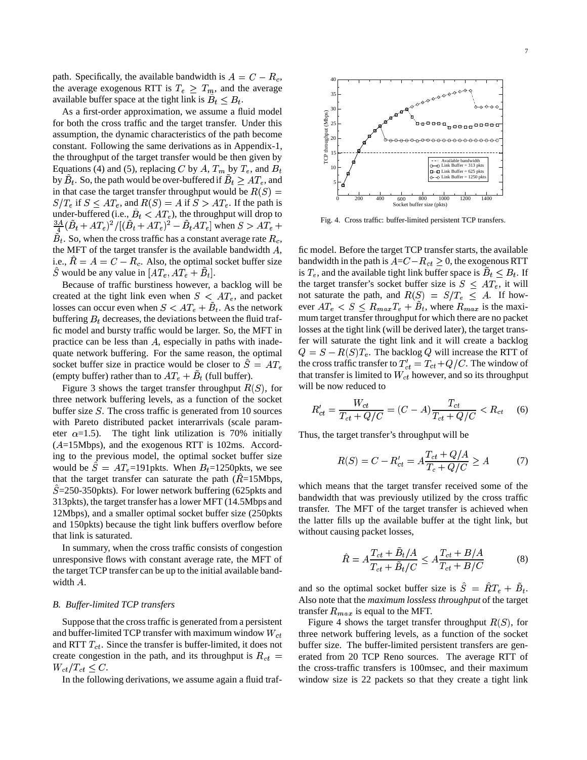path. Specifically, the available bandwidth is $A = C - R_c$, the average exogenous RTT is $T_e \geq T_m$, and the average available buffer space at the tight link is $\tilde{B}_t \leq B_t$.

As a first-order approximation, we assume a fluid model for both the cross traffic and the target transfer. Under this assumption, the dynamic characteristics of the path become constant. Following the same derivations as in Appendix-1, the throughput of the target transfer would be then given by Equations (4) and (5), replacing $C$ by $A$, $T_m$ by $T_e$, and $B_t$ by $\tilde{B}_t$. So, the path would be over-buffered if $\tilde{B}_t \geq AT_e$, and in that case the target transfer throughput would be $R(S) = S/T_e$ if $S \leq AT_e$, and $R(S) = A$ if $S > AT_e$. If the path is under-buffered (i.e., $\tilde{B}_t < AT_e$), the throughput will drop to $\frac{3A}{4}(\tilde{B}_t + AT_e)^2/[(\tilde{B}_t + AT_e)^2 - \tilde{B}_t AT_e]$ when $S > AT_e + \tilde{B}_t$. So, when the cross traffic has a constant average rate $R_c$, the MFT of the target transfer is the available bandwidth $A$, i.e., $\hat{R} = A = C - R_c$. Also, the optimal socket buffer size $\hat{S}$ would be any value in $[AT_e, AT_e + \tilde{B}_t]$.

Because of traffic burstiness however, a backlog will be created at the tight link even when $S < AT_e$, and packet losses can occur even when $S < AT_e + \tilde{B}_t$. As the network buffering $B_t$ decreases, the deviations between the fluid traffic model and bursty traffic would be larger. So, the MFT in practice can be less than $A$, especially in paths with inadequate network buffering. For the same reason, the optimal socket buffer size in practice would be closer to $\hat{S} = AT_e$ (empty buffer) rather than to $AT_e + \tilde{B}_t$ (full buffer).

Figure 3 shows the target transfer throughput $R(S)$, for three network buffering levels, as a function of the socket buffer size $S$. The cross traffic is generated from 10 sources with Pareto distributed packet interarrivals (scale parameter $\alpha$=1.5). The tight link utilization is 70% initially ($A$=15Mbps), and the exogenous RTT is 102ms. According to the previous model, the optimal socket buffer size would be $\hat{S} = AT_e$=191pkts. When $B_t$=1250pkts, we see that the target transfer can saturate the path ($\hat{R}$=15Mbps, $\hat{S}$=250-350pkts). For lower network buffering (625pkts and 313pkts), the target transfer has a lower MFT (14.5Mbps and 12Mbps), and a smaller optimal socket buffer size (250pkts and 150pkts) because the tight link buffers overflow before that link is saturated.

In summary, when the cross traffic consists of congestion unresponsive flows with constant average rate, the MFT of the target TCP transfer can be up to the initial available bandwidth $A$.

### B. Buffer-limited TCP transfers

Suppose that the cross traffic is generated from a persistent and buffer-limited TCP transfer with maximum window $W_{ct}$ and RTT $T_{ct}$. Since the transfer is buffer-limited, it does not create congestion in the path, and its throughput is $R_{ct} = W_{ct}/T_{ct} \leq C$.

In the following derivations, we assume again a fluid traffic model. Before the target TCP transfer starts, the available bandwidth in the path is $A$=$C-R_{ct} \geq 0$, the exogenous RTT is $T_e$, and the available tight link buffer space is $\tilde{B}_t \leq B_t$. If the target transfer's socket buffer size is $S \leq AT_e$, it will not saturate the path, and $R(S) = S/T_e \leq A$. If however $AT_e < S \leq R_{max}T_e + \tilde{B}_t$, where $R_{max}$ is the maximum target transfer throughput for which there are no packet losses at the tight link (will be derived later), the target transfer will saturate the tight link and it will create a backlog $Q = S - R(S)T_e$. The backlog $Q$ will increase the RTT of the cross traffic transfer to $T'_{ct} = T_{ct} + Q/C$. The window of that transfer is limited to $W_{ct}$ however, and so its throughput will be now reduced to

$$R'_{ct} = \frac{W_{ct}}{T_{ct} + Q/C} = (C - A)\frac{T_{ct}}{T_{ct} + Q/C} < R_{ct} \quad (6)$$

Thus, the target transfer's throughput will be

$$R(S) = C - R'_{ct} = A\frac{T_{ct} + Q/A}{T_c + Q/C} \geq A \quad (7)$$

which means that the target transfer received some of the bandwidth that was previously utilized by the cross traffic transfer. The MFT of the target transfer is achieved when the latter fills up the available buffer at the tight link, but without causing packet losses,

$$\hat{R} = A\frac{T_{ct} + \tilde{B}_t/A}{T_{ct} + \tilde{B}_t/C} \leq A\frac{T_{ct} + B/A}{T_{ct} + B/C} \quad (8)$$

and so the optimal socket buffer size is $\hat{S} = \hat{R}T_e + \tilde{B}_t$. Also note that the *maximum lossless throughput* of the target transfer $R_{max}$ is equal to the MFT.

Fig. 4. Cross traffic: buffer-limited persistent TCP transfers.

Figure 4 shows the target transfer throughput $R(S)$, for three network buffering levels, as a function of the socket buffer size. The buffer-limited persistent transfers are generated from 20 TCP Reno sources. The average RTT of the cross-traffic transfers is 100msec, and their maximum window size is 22 packets so that they create a tight link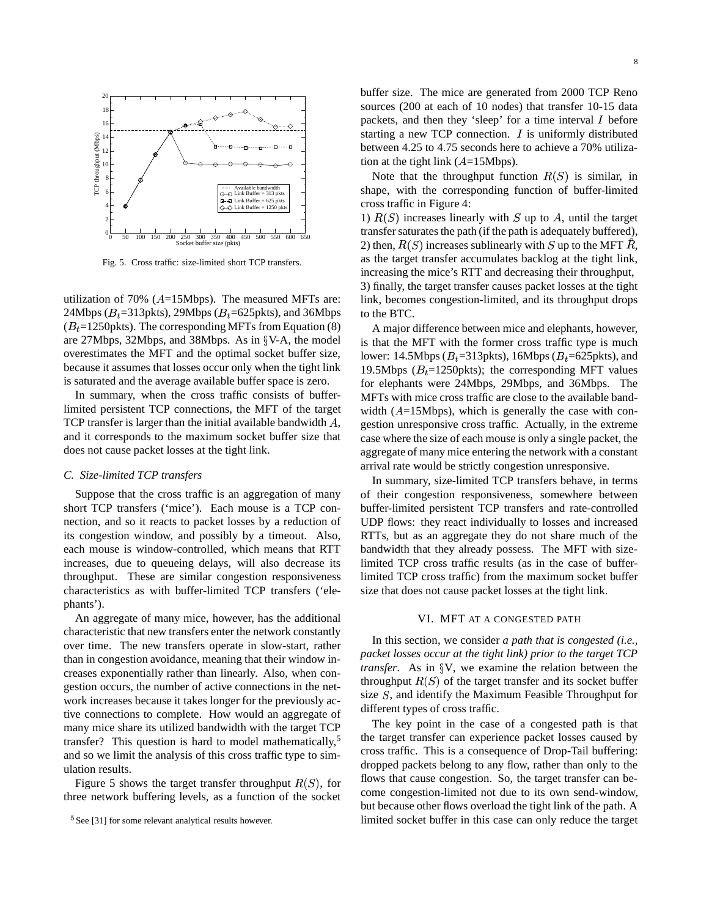Fig. 5. Cross traffic: size-limited short TCP transfers.

utilization of 70% ($A$=15Mbps). The measured MFTs are: 24Mbps ($B_t$=313pkts), 29Mbps ($B_t$=625pkts), and 36Mbps ($B_t$=1250pkts). The corresponding MFTs from Equation (8) are 27Mbps, 32Mbps, and 38Mbps. As in §V-A, the model overestimates the MFT and the optimal socket buffer size, because it assumes that losses occur only when the tight link is saturated and the average available buffer space is zero.

In summary, when the cross traffic consists of buffer-limited persistent TCP connections, the MFT of the target TCP transfer is larger than the initial available bandwidth $A$, and it corresponds to the maximum socket buffer size that does not cause packet losses at the tight link.

### C. Size-limited TCP transfers

Suppose that the cross traffic is an aggregation of many short TCP transfers ('mice'). Each mouse is a TCP connection, and so it reacts to packet losses by a reduction of its congestion window, and possibly by a timeout. Also, each mouse is window-controlled, which means that RTT increases, due to queueing delays, will also decrease its throughput. These are similar congestion responsiveness characteristics as with buffer-limited TCP transfers ('elephants').

An aggregate of many mice, however, has the additional characteristic that new transfers enter the network constantly over time. The new transfers operate in slow-start, rather than in congestion avoidance, meaning that their window increases exponentially rather than linearly. Also, when congestion occurs, the number of active connections in the network increases because it takes longer for the previously active connections to complete. How would an aggregate of many mice share its utilized bandwidth with the target TCP transfer? This question is hard to model mathematically,[5] and so we limit the analysis of this cross traffic type to simulation results.

Figure 5 shows the target transfer throughput $R(S)$, for three network buffering levels, as a function of the socket buffer size. The mice are generated from 2000 TCP Reno sources (200 at each of 10 nodes) that transfer 10-15 data packets, and then they 'sleep' for a time interval $I$ before starting a new TCP connection. $I$ is uniformly distributed between 4.25 to 4.75 seconds here to achieve a 70% utilization at the tight link ($A$=15Mbps).

Note that the throughput function $R(S)$ is similar, in shape, with the corresponding function of buffer-limited cross traffic in Figure 4:

1) $R(S)$ increases linearly with $S$ up to $A$, until the target transfer saturates the path (if the path is adequately buffered),
2) then, $R(S)$ increases sublinearly with $S$ up to the MFT $\hat{R}$, as the target transfer accumulates backlog at the tight link, increasing the mice's RTT and decreasing their throughput,
3) finally, the target transfer causes packet losses at the tight link, becomes congestion-limited, and its throughput drops to the BTC.

A major difference between mice and elephants, however, is that the MFT with the former cross traffic type is much lower: 14.5Mbps ($B_t$=313pkts), 16Mbps ($B_t$=625pkts), and 19.5Mbps ($B_t$=1250pkts); the corresponding MFT values for elephants were 24Mbps, 29Mbps, and 36Mbps. The MFTs with mice cross traffic are close to the available bandwidth ($A$=15Mbps), which is generally the case with congestion unresponsive cross traffic. Actually, in the extreme case where the size of each mouse is only a single packet, the aggregate of many mice entering the network with a constant arrival rate would be strictly congestion unresponsive.

In summary, size-limited TCP transfers behave, in terms of their congestion responsiveness, somewhere between buffer-limited persistent TCP transfers and rate-controlled UDP flows: they react individually to losses and increased RTTs, but as an aggregate they do not share much of the bandwidth that they already possess. The MFT with size-limited TCP cross traffic results (as in the case of buffer-limited TCP cross traffic) from the maximum socket buffer size that does not cause packet losses at the tight link.

## VI. MFT AT A CONGESTED PATH

In this section, we consider *a path that is congested (i.e., packet losses occur at the tight link) prior to the target TCP transfer*. As in §V, we examine the relation between the throughput $R(S)$ of the target transfer and its socket buffer size $S$, and identify the Maximum Feasible Throughput for different types of cross traffic.

The key point in the case of a congested path is that the target transfer can experience packet losses caused by cross traffic. This is a consequence of Drop-Tail buffering: dropped packets belong to any flow, rather than only to the flows that cause congestion. So, the target transfer can become congestion-limited not due to its own send-window, but because other flows overload the tight link of the path. A limited socket buffer in this case can only reduce the target

[5] See [31] for some relevant analytical results however.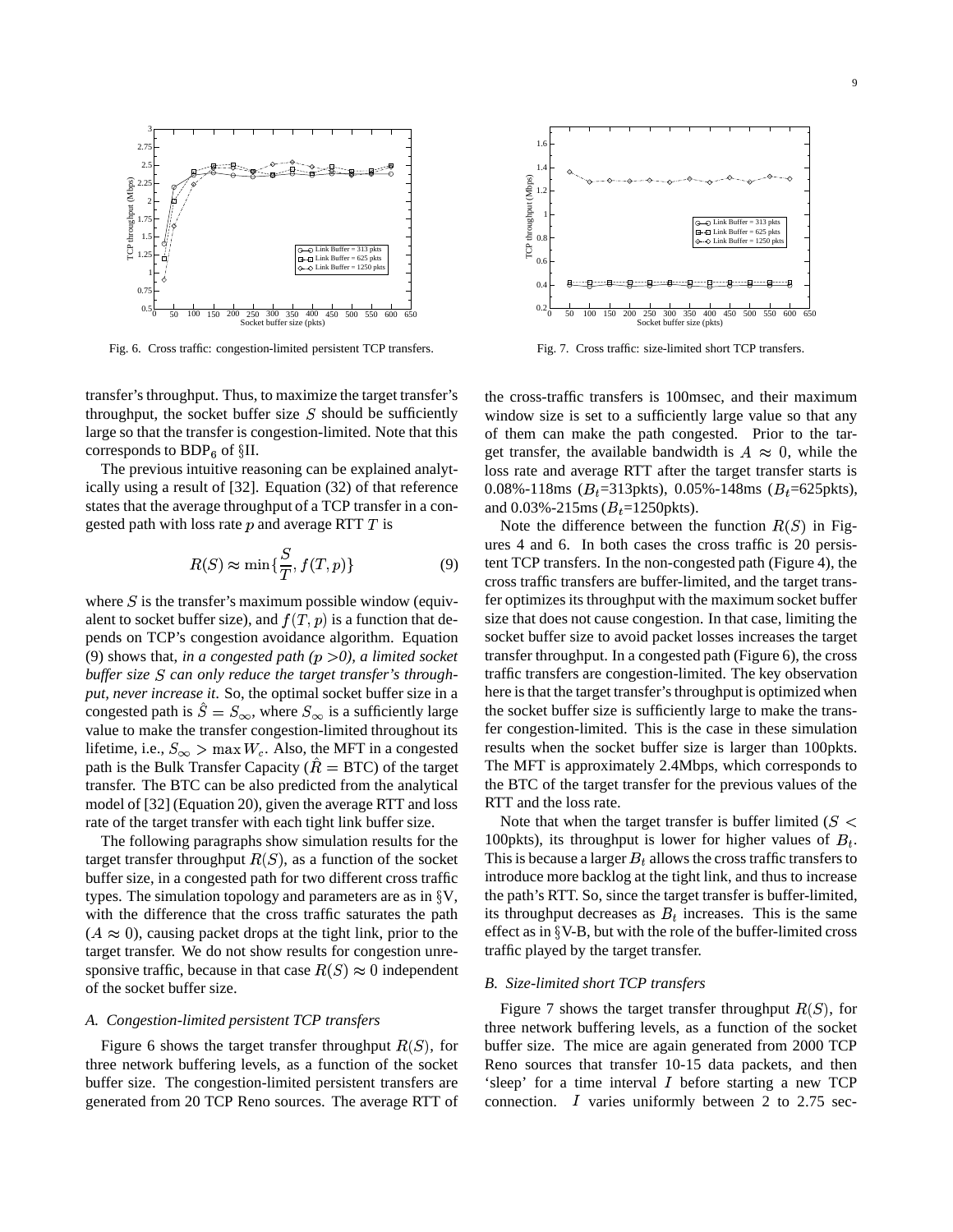Fig. 6. Cross traffic: congestion-limited persistent TCP transfers.

Fig. 7. Cross traffic: size-limited short TCP transfers.

transfer's throughput. Thus, to maximize the target transfer's throughput, the socket buffer size $S$ should be sufficiently large so that the transfer is congestion-limited. Note that this corresponds to $\text{BDP}_6$ of §II.

The previous intuitive reasoning can be explained analytically using a result of [32]. Equation (32) of that reference states that the average throughput of a TCP transfer in a congested path with loss rate $p$ and average RTT $T$ is

$$R(S) \approx \min\{\frac{S}{T}, f(T,p)\} \tag{9}$$

where $S$ is the transfer's maximum possible window (equivalent to socket buffer size), and $f(T,p)$ is a function that depends on TCP's congestion avoidance algorithm. Equation (9) shows that, *in a congested path ($p>0$), a limited socket buffer size $S$ can only reduce the target transfer's throughput, never increase it*. So, the optimal socket buffer size in a congested path is $\hat{S} = S_\infty$, where $S_\infty$ is a sufficiently large value to make the transfer congestion-limited throughout its lifetime, i.e., $S_\infty > \max W_c$. Also, the MFT in a congested path is the Bulk Transfer Capacity ($\hat{R} = \text{BTC}$) of the target transfer. The BTC can be also predicted from the analytical model of [32] (Equation 20), given the average RTT and loss rate of the target transfer with each tight link buffer size.

The following paragraphs show simulation results for the target transfer throughput $R(S)$, as a function of the socket buffer size, in a congested path for two different cross traffic types. The simulation topology and parameters are as in §V, with the difference that the cross traffic saturates the path ($A \approx 0$), causing packet drops at the tight link, prior to the target transfer. We do not show results for congestion unresponsive traffic, because in that case $R(S) \approx 0$ independent of the socket buffer size.

### A. Congestion-limited persistent TCP transfers

Figure 6 shows the target transfer throughput $R(S)$, for three network buffering levels, as a function of the socket buffer size. The congestion-limited persistent transfers are generated from 20 TCP Reno sources. The average RTT of the cross-traffic transfers is 100msec, and their maximum window size is set to a sufficiently large value so that any of them can make the path congested. Prior to the target transfer, the available bandwidth is $A \approx 0$, while the loss rate and average RTT after the target transfer starts is 0.08%-118ms ($B_t$=313pkts), 0.05%-148ms ($B_t$=625pkts), and 0.03%-215ms ($B_t$=1250pkts).

Note the difference between the function $R(S)$ in Figures 4 and 6. In both cases the cross traffic is 20 persistent TCP transfers. In the non-congested path (Figure 4), the cross traffic transfers are buffer-limited, and the target transfer optimizes its throughput with the maximum socket buffer size that does not cause congestion. In that case, limiting the socket buffer size to avoid packet losses increases the target transfer throughput. In a congested path (Figure 6), the cross traffic transfers are congestion-limited. The key observation here is that the target transfer's throughput is optimized when the socket buffer size is sufficiently large to make the transfer congestion-limited. This is the case in these simulation results when the socket buffer size is larger than 100pkts. The MFT is approximately 2.4Mbps, which corresponds to the BTC of the target transfer for the previous values of the RTT and the loss rate.

Note that when the target transfer is buffer limited ($S <$ 100pkts), its throughput is lower for higher values of $B_t$. This is because a larger $B_t$ allows the cross traffic transfers to introduce more backlog at the tight link, and thus to increase the path's RTT. So, since the target transfer is buffer-limited, its throughput decreases as $B_t$ increases. This is the same effect as in §V-B, but with the role of the buffer-limited cross traffic played by the target transfer.

### B. Size-limited short TCP transfers

Figure 7 shows the target transfer throughput $R(S)$, for three network buffering levels, as a function of the socket buffer size. The mice are again generated from 2000 TCP Reno sources that transfer 10-15 data packets, and then 'sleep' for a time interval $I$ before starting a new TCP connection. $I$ varies uniformly between 2 to 2.75 sec-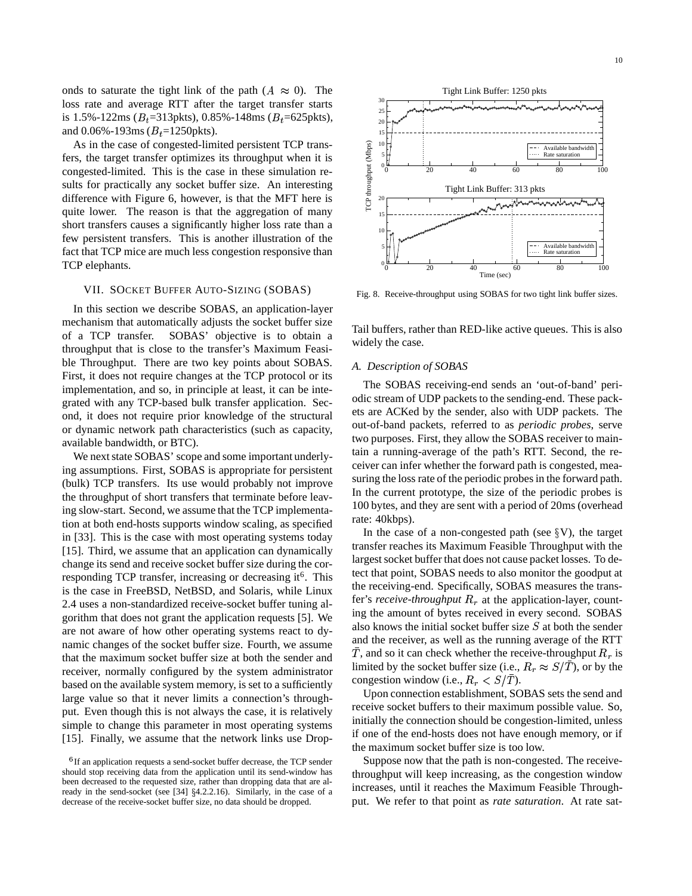onds to saturate the tight link of the path ($A \approx 0$). The loss rate and average RTT after the target transfer starts is 1.5%-122ms ($B_t$=313pkts), 0.85%-148ms ($B_t$=625pkts), and 0.06%-193ms ($B_t$=1250pkts).

As in the case of congested-limited persistent TCP transfers, the target transfer optimizes its throughput when it is congested-limited. This is the case in these simulation results for practically any socket buffer size. An interesting difference with Figure 6, however, is that the MFT here is quite lower. The reason is that the aggregation of many short transfers causes a significantly higher loss rate than a few persistent transfers. This is another illustration of the fact that TCP mice are much less congestion responsive than TCP elephants.

## VII. SOCKET BUFFER AUTO-SIZING (SOBAS)

In this section we describe SOBAS, an application-layer mechanism that automatically adjusts the socket buffer size of a TCP transfer. SOBAS' objective is to obtain a throughput that is close to the transfer's Maximum Feasible Throughput. There are two key points about SOBAS. First, it does not require changes at the TCP protocol or its implementation, and so, in principle at least, it can be integrated with any TCP-based bulk transfer application. Second, it does not require prior knowledge of the structural or dynamic network path characteristics (such as capacity, available bandwidth, or BTC).

We next state SOBAS' scope and some important underlying assumptions. First, SOBAS is appropriate for persistent (bulk) TCP transfers. Its use would probably not improve the throughput of short transfers that terminate before leaving slow-start. Second, we assume that the TCP implementation at both end-hosts supports window scaling, as specified in [33]. This is the case with most operating systems today [15]. Third, we assume that an application can dynamically change its send and receive socket buffer size during the corresponding TCP transfer, increasing or decreasing it[6]. This is the case in FreeBSD, NetBSD, and Solaris, while Linux 2.4 uses a non-standardized receive-socket buffer tuning algorithm that does not grant the application requests [5]. We are not aware of how other operating systems react to dynamic changes of the socket buffer size. Fourth, we assume that the maximum socket buffer size at both the sender and receiver, normally configured by the system administrator based on the available system memory, is set to a sufficiently large value so that it never limits a connection's throughput. Even though this is not always the case, it is relatively simple to change this parameter in most operating systems [15]. Finally, we assume that the network links use Drop-Tail buffers, rather than RED-like active queues. This is also widely the case.

[6] If an application requests a send-socket buffer decrease, the TCP sender should stop receiving data from the application until its send-window has been decreased to the requested size, rather than dropping data that are already in the send-socket (see [34] §4.2.2.16). Similarly, in the case of a decrease of the receive-socket buffer size, no data should be dropped.

Fig. 8. Receive-throughput using SOBAS for two tight link buffer sizes.

### A. Description of SOBAS

The SOBAS receiving-end sends an 'out-of-band' periodic stream of UDP packets to the sending-end. These packets are ACKed by the sender, also with UDP packets. The out-of-band packets, referred to as *periodic probes*, serve two purposes. First, they allow the SOBAS receiver to maintain a running-average of the path's RTT. Second, the receiver can infer whether the forward path is congested, measuring the loss rate of the periodic probes in the forward path. In the current prototype, the size of the periodic probes is 100 bytes, and they are sent with a period of 20ms (overhead rate: 40kbps).

In the case of a non-congested path (see §V), the target transfer reaches its Maximum Feasible Throughput with the largest socket buffer that does not cause packet losses. To detect that point, SOBAS needs to also monitor the goodput at the receiving-end. Specifically, SOBAS measures the transfer's *receive-throughput* $R_r$ at the application-layer, counting the amount of bytes received in every second. SOBAS also knows the initial socket buffer size $S$ at both the sender and the receiver, as well as the running average of the RTT $\bar{T}$, and so it can check whether the receive-throughput $R_r$ is limited by the socket buffer size (i.e., $R_r \approx S/\bar{T}$), or by the congestion window (i.e., $R_r < S/\bar{T}$).

Upon connection establishment, SOBAS sets the send and receive socket buffers to their maximum possible value. So, initially the connection should be congestion-limited, unless if one of the end-hosts does not have enough memory, or if the maximum socket buffer size is too low.

Suppose now that the path is non-congested. The receive-throughput will keep increasing, as the congestion window increases, until it reaches the Maximum Feasible Throughput. We refer to that point as *rate saturation*. At rate sat-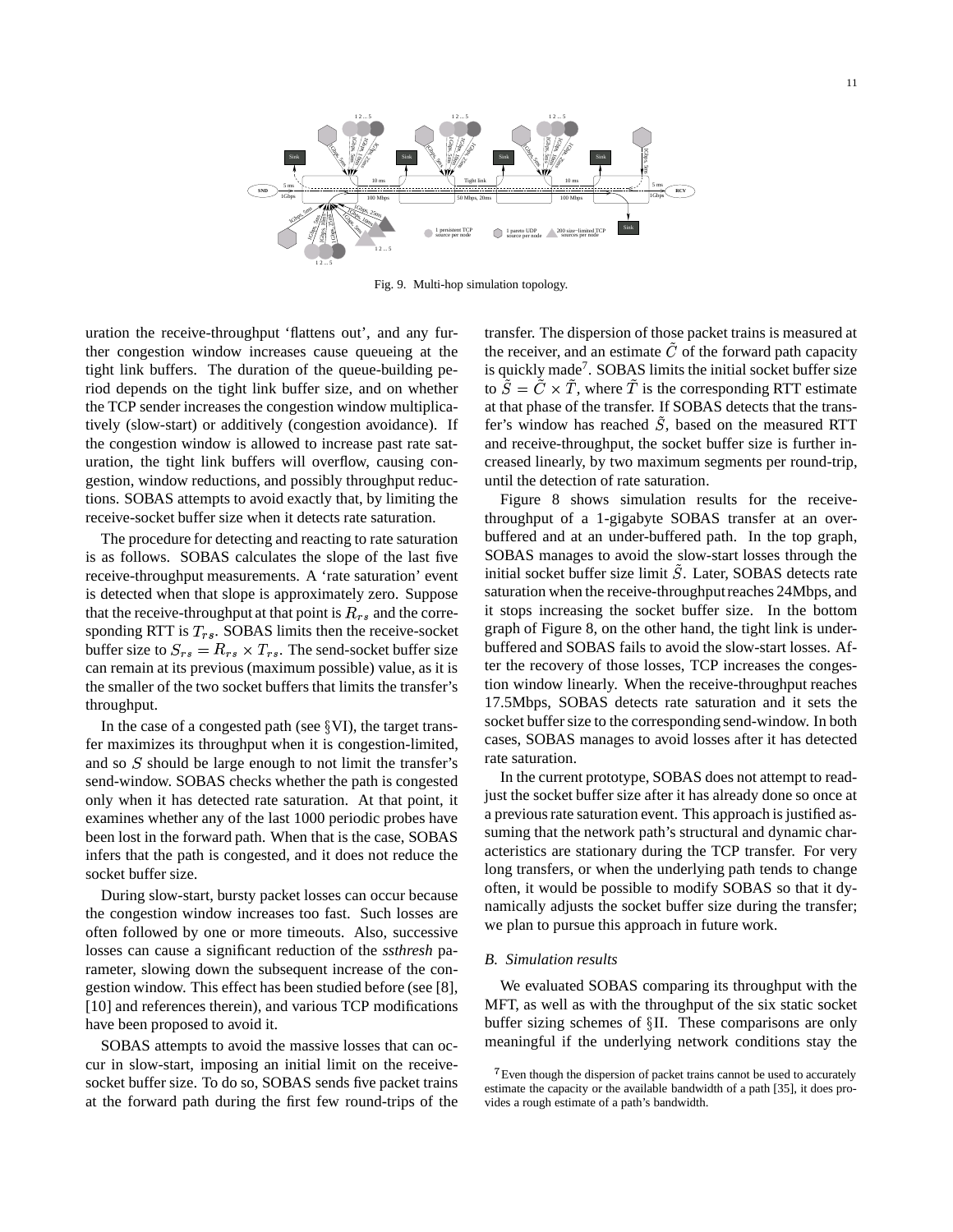Fig. 9. Multi-hop simulation topology.

uration the receive-throughput 'flattens out', and any further congestion window increases cause queueing at the tight link buffers. The duration of the queue-building period depends on the tight link buffer size, and on whether the TCP sender increases the congestion window multiplicatively (slow-start) or additively (congestion avoidance). If the congestion window is allowed to increase past rate saturation, the tight link buffers will overflow, causing congestion, window reductions, and possibly throughput reductions. SOBAS attempts to avoid exactly that, by limiting the receive-socket buffer size when it detects rate saturation.

The procedure for detecting and reacting to rate saturation is as follows. SOBAS calculates the slope of the last five receive-throughput measurements. A 'rate saturation' event is detected when that slope is approximately zero. Suppose that the receive-throughput at that point is $R_{rs}$ and the corresponding RTT is $T_{rs}$. SOBAS limits then the receive-socket buffer size to $S_{rs} = R_{rs} \times T_{rs}$. The send-socket buffer size can remain at its previous (maximum possible) value, as it is the smaller of the two socket buffers that limits the transfer's throughput.

In the case of a congested path (see §VI), the target transfer maximizes its throughput when it is congestion-limited, and so $S$ should be large enough to not limit the transfer's send-window. SOBAS checks whether the path is congested only when it has detected rate saturation. At that point, it examines whether any of the last 1000 periodic probes have been lost in the forward path. When that is the case, SOBAS infers that the path is congested, and it does not reduce the socket buffer size.

During slow-start, bursty packet losses can occur because the congestion window increases too fast. Such losses are often followed by one or more timeouts. Also, successive losses can cause a significant reduction of the *ssthresh* parameter, slowing down the subsequent increase of the congestion window. This effect has been studied before (see [8], [10] and references therein), and various TCP modifications have been proposed to avoid it.

SOBAS attempts to avoid the massive losses that can occur in slow-start, imposing an initial limit on the receive-socket buffer size. To do so, SOBAS sends five packet trains at the forward path during the first few round-trips of the transfer. The dispersion of those packet trains is measured at the receiver, and an estimate $\tilde{C}$ of the forward path capacity is quickly made[7]. SOBAS limits the initial socket buffer size to $\tilde{S} = \tilde{C} \times \tilde{T}$, where $\tilde{T}$ is the corresponding RTT estimate at that phase of the transfer. If SOBAS detects that the transfer's window has reached $\tilde{S}$, based on the measured RTT and receive-throughput, the socket buffer size is further increased linearly, by two maximum segments per round-trip, until the detection of rate saturation.

Figure 8 shows simulation results for the receive-throughput of a 1-gigabyte SOBAS transfer at an over-buffered and at an under-buffered path. In the top graph, SOBAS manages to avoid the slow-start losses through the initial socket buffer size limit $\tilde{S}$. Later, SOBAS detects rate saturation when the receive-throughput reaches 24Mbps, and it stops increasing the socket buffer size. In the bottom graph of Figure 8, on the other hand, the tight link is under-buffered and SOBAS fails to avoid the slow-start losses. After the recovery of those losses, TCP increases the congestion window linearly. When the receive-throughput reaches 17.5Mbps, SOBAS detects rate saturation and it sets the socket buffer size to the corresponding send-window. In both cases, SOBAS manages to avoid losses after it has detected rate saturation.

In the current prototype, SOBAS does not attempt to readjust the socket buffer size after it has already done so once at a previous rate saturation event. This approach is justified assuming that the network path's structural and dynamic characteristics are stationary during the TCP transfer. For very long transfers, or when the underlying path tends to change often, it would be possible to modify SOBAS so that it dynamically adjusts the socket buffer size during the transfer; we plan to pursue this approach in future work.

### B. Simulation results

We evaluated SOBAS comparing its throughput with the MFT, as well as with the throughput of the six static socket buffer sizing schemes of §II. These comparisons are only meaningful if the underlying network conditions stay the

[7] Even though the dispersion of packet trains cannot be used to accurately estimate the capacity or the available bandwidth of a path [35], it does provides a rough estimate of a path's bandwidth.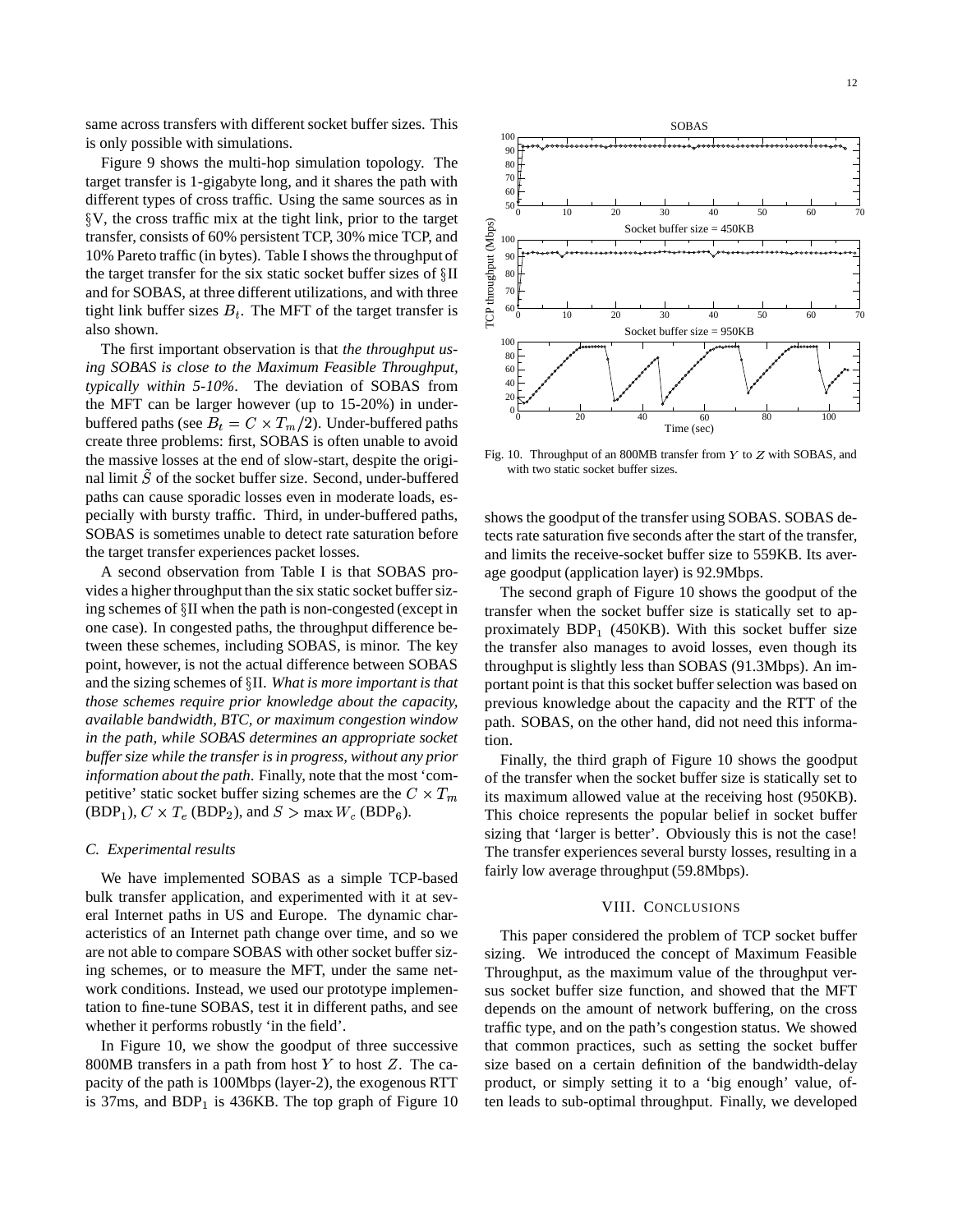same across transfers with different socket buffer sizes. This is only possible with simulations.

Figure 9 shows the multi-hop simulation topology. The target transfer is 1-gigabyte long, and it shares the path with different types of cross traffic. Using the same sources as in §V, the cross traffic mix at the tight link, prior to the target transfer, consists of 60% persistent TCP, 30% mice TCP, and 10% Pareto traffic (in bytes). Table I shows the throughput of the target transfer for the six static socket buffer sizes of §II and for SOBAS, at three different utilizations, and with three tight link buffer sizes $B_t$. The MFT of the target transfer is also shown.

The first important observation is that *the throughput using SOBAS is close to the Maximum Feasible Throughput, typically within 5-10%*. The deviation of SOBAS from the MFT can be larger however (up to 15-20%) in under-buffered paths (see $B_t = C \times T_m/2$). Under-buffered paths create three problems: first, SOBAS is often unable to avoid the massive losses at the end of slow-start, despite the original limit $\tilde{S}$ of the socket buffer size. Second, under-buffered paths can cause sporadic losses even in moderate loads, especially with bursty traffic. Third, in under-buffered paths, SOBAS is sometimes unable to detect rate saturation before the target transfer experiences packet losses.

A second observation from Table I is that SOBAS provides a higher throughput than the six static socket buffer sizing schemes of §II when the path is non-congested (except in one case). In congested paths, the throughput difference between these schemes, including SOBAS, is minor. The key point, however, is not the actual difference between SOBAS and the sizing schemes of §II. *What is more important is that those schemes require prior knowledge about the capacity, available bandwidth, BTC, or maximum congestion window in the path, while SOBAS determines an appropriate socket buffer size while the transfer is in progress, without any prior information about the path.* Finally, note that the most 'competitive' static socket buffer sizing schemes are the $C \times T_m$ ($\text{BDP}_1$), $C \times T_e$ ($\text{BDP}_2$), and $S > \max W_c$ ($\text{BDP}_6$).

### C. Experimental results

We have implemented SOBAS as a simple TCP-based bulk transfer application, and experimented with it at several Internet paths in US and Europe. The dynamic characteristics of an Internet path change over time, and so we are not able to compare SOBAS with other socket buffer sizing schemes, or to measure the MFT, under the same network conditions. Instead, we used our prototype implementation to fine-tune SOBAS, test it in different paths, and see whether it performs robustly 'in the field'.

In Figure 10, we show the goodput of three successive 800MB transfers in a path from host $Y$ to host $Z$. The capacity of the path is 100Mbps (layer-2), the exogenous RTT is 37ms, and $\text{BDP}_1$ is 436KB. The top graph of Figure 10 shows the goodput of the transfer using SOBAS. SOBAS detects rate saturation five seconds after the start of the transfer, and limits the receive-socket buffer size to 559KB. Its average goodput (application layer) is 92.9Mbps.

Fig. 10. Throughput of an 800MB transfer from $Y$ to $Z$ with SOBAS, and with two static socket buffer sizes.

The second graph of Figure 10 shows the goodput of the transfer when the socket buffer size is statically set to approximately $\text{BDP}_1$ (450KB). With this socket buffer size the transfer also manages to avoid losses, even though its throughput is slightly less than SOBAS (91.3Mbps). An important point is that this socket buffer selection was based on previous knowledge about the capacity and the RTT of the path. SOBAS, on the other hand, did not need this information.

Finally, the third graph of Figure 10 shows the goodput of the transfer when the socket buffer size is statically set to its maximum allowed value at the receiving host (950KB). This choice represents the popular belief in socket buffer sizing that 'larger is better'. Obviously this is not the case! The transfer experiences several bursty losses, resulting in a fairly low average throughput (59.8Mbps).

## VIII. Conclusions

This paper considered the problem of TCP socket buffer sizing. We introduced the concept of Maximum Feasible Throughput, as the maximum value of the throughput versus socket buffer size function, and showed that the MFT depends on the amount of network buffering, on the cross traffic type, and on the path's congestion status. We showed that common practices, such as setting the socket buffer size based on a certain definition of the bandwidth-delay product, or simply setting it to a 'big enough' value, often leads to sub-optimal throughput. Finally, we developed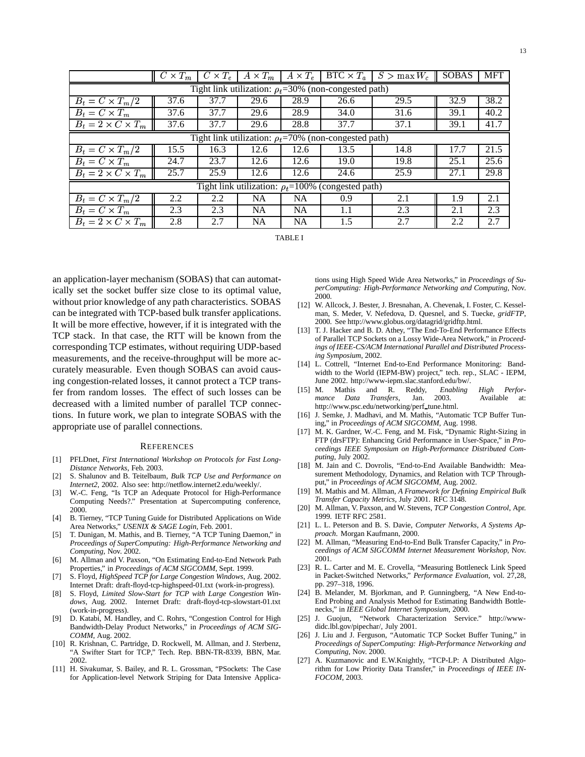| | $C \times T_m$ | $C \times T_e$ | $A \times T_m$ | $A \times T_e$ | BTC $\times T_a$ | $S > \max W_c$ | SOBAS | MFT |
|---|---|---|---|---|---|---|---|---|
| Tight link utilization: $\rho_t$=30% (non-congested path) | | | | | | | | |
| $B_t = C \times T_m/2$ | 37.6 | 37.7 | 29.6 | 28.9 | 26.6 | 29.5 | 32.9 | 38.2 |
| $B_t = C \times T_m$ | 37.6 | 37.7 | 29.6 | 28.9 | 34.0 | 31.6 | 39.1 | 40.2 |
| $B_t = 2 \times C \times T_m$ | 37.6 | 37.7 | 29.6 | 28.8 | 37.7 | 37.1 | 39.1 | 41.7 |
| Tight link utilization: $\rho_t$=70% (non-congested path) | | | | | | | | |
| $B_t = C \times T_m/2$ | 15.5 | 16.3 | 12.6 | 12.6 | 13.5 | 14.8 | 17.7 | 21.5 |
| $B_t = C \times T_m$ | 24.7 | 23.7 | 12.6 | 12.6 | 19.0 | 19.8 | 25.1 | 25.6 |
| $B_t = 2 \times C \times T_m$ | 25.7 | 25.9 | 12.6 | 12.6 | 24.6 | 25.9 | 27.1 | 29.8 |
| Tight link utilization: $\rho_t$=100% (congested path) | | | | | | | | |
| $B_t = C \times T_m/2$ | 2.2 | 2.2 | NA | NA | 0.9 | 2.1 | 1.9 | 2.1 |
| $B_t = C \times T_m$ | 2.3 | 2.3 | NA | NA | 1.1 | 2.3 | 2.1 | 2.3 |
| $B_t = 2 \times C \times T_m$ | 2.8 | 2.7 | NA | NA | 1.5 | 2.7 | 2.2 | 2.7 |

TABLE I

an application-layer mechanism (SOBAS) that can automatically set the socket buffer size close to its optimal value, without prior knowledge of any path characteristics. SOBAS can be integrated with TCP-based bulk transfer applications. It will be more effective, however, if it is integrated with the TCP stack. In that case, the RTT will be known from the corresponding TCP estimates, without requiring UDP-based measurements, and the receive-throughput will be more accurately measurable. Even though SOBAS can avoid causing congestion-related losses, it cannot protect a TCP transfer from random losses. The effect of such losses can be decreased with a limited number of parallel TCP connections. In future work, we plan to integrate SOBAS with the appropriate use of parallel connections.

## References

[1] PFLDnet, *First International Workshop on Protocols for Fast Long-Distance Networks*, Feb. 2003.

[2] S. Shalunov and B. Teitelbaum, *Bulk TCP Use and Performance on Internet2*, 2002. Also see: http://netflow.internet2.edu/weekly/.

[3] W.-C. Feng, "Is TCP an Adequate Protocol for High-Performance Computing Needs?." Presentation at Supercomputing conference, 2000.

[4] B. Tierney, "TCP Tuning Guide for Distributed Applications on Wide Area Networks," *USENIX & SAGE Login*, Feb. 2001.

[5] T. Dunigan, M. Mathis, and B. Tierney, "A TCP Tuning Daemon," in *Proceedings of SuperComputing: High-Performance Networking and Computing*, Nov. 2002.

[6] M. Allman and V. Paxson, "On Estimating End-to-End Network Path Properties," in *Proceedings of ACM SIGCOMM*, Sept. 1999.

[7] S. Floyd, *HighSpeed TCP for Large Congestion Windows*, Aug. 2002. Internet Draft: draft-floyd-tcp-highspeed-01.txt (work-in-progress).

[8] S. Floyd, *Limited Slow-Start for TCP with Large Congestion Windows*, Aug. 2002. Internet Draft: draft-floyd-tcp-slowstart-01.txt (work-in-progress).

[9] D. Katabi, M. Handley, and C. Rohrs, "Congestion Control for High Bandwidth-Delay Product Networks," in *Proceedings of ACM SIGCOMM*, Aug. 2002.

[10] R. Krishnan, C. Partridge, D. Rockwell, M. Allman, and J. Sterbenz, "A Swifter Start for TCP," Tech. Rep. BBN-TR-8339, BBN, Mar. 2002.

[11] H. Sivakumar, S. Bailey, and R. L. Grossman, "PSockets: The Case for Application-level Network Striping for Data Intensive Applications using High Speed Wide Area Networks," in *Proceedings of SuperComputing: High-Performance Networking and Computing*, Nov. 2000.

[12] W. Allcock, J. Bester, J. Bresnahan, A. Chevenak, I. Foster, C. Kesselman, S. Meder, V. Nefedova, D. Quesnel, and S. Tuecke, *gridFTP*, 2000. See http://www.globus.org/datagrid/gridftp.html.

[13] T. J. Hacker and B. D. Athey, "The End-To-End Performance Effects of Parallel TCP Sockets on a Lossy Wide-Area Network," in *Proceedings of IEEE-CS/ACM International Parallel and Distributed Processing Symposium*, 2002.

[14] L. Cottrell, "Internet End-to-End Performance Monitoring: Bandwidth to the World (IEPM-BW) project," tech. rep., SLAC - IEPM, June 2002. http://www-iepm.slac.stanford.edu/bw/.

[15] M. Mathis and R. Reddy, *Enabling High Performance Data Transfers*, Jan. 2003. Available at: http://www.psc.edu/networking/perf_tune.html.

[16] J. Semke, J. Madhavi, and M. Mathis, "Automatic TCP Buffer Tuning," in *Proceedings of ACM SIGCOMM*, Aug. 1998.

[17] M. K. Gardner, W.-C. Feng, and M. Fisk, "Dynamic Right-Sizing in FTP (drsFTP): Enhancing Grid Performance in User-Space," in *Proceedings IEEE Symposium on High-Performance Distributed Computing*, July 2002.

[18] M. Jain and C. Dovrolis, "End-to-End Available Bandwidth: Measurement Methodology, Dynamics, and Relation with TCP Throughput," in *Proceedings of ACM SIGCOMM*, Aug. 2002.

[19] M. Mathis and M. Allman, *A Framework for Defining Empirical Bulk Transfer Capacity Metrics*, July 2001. RFC 3148.

[20] M. Allman, V. Paxson, and W. Stevens, *TCP Congestion Control*, Apr. 1999. IETF RFC 2581.

[21] L. L. Peterson and B. S. Davie, *Computer Networks, A Systems Approach*. Morgan Kaufmann, 2000.

[22] M. Allman, "Measuring End-to-End Bulk Transfer Capacity," in *Proceedings of ACM SIGCOMM Internet Measurement Workshop*, Nov. 2001.

[23] R. L. Carter and M. E. Crovella, "Measuring Bottleneck Link Speed in Packet-Switched Networks," *Performance Evaluation*, vol. 27,28, pp. 297–318, 1996.

[24] B. Melander, M. Bjorkman, and P. Gunningberg, "A New End-to-End Probing and Analysis Method for Estimating Bandwidth Bottlenecks," in *IEEE Global Internet Symposium*, 2000.

[25] J. Guojun, "Network Characterization Service." http://www-didc.lbl.gov/pipechar/, July 2001.

[26] J. Liu and J. Ferguson, "Automatic TCP Socket Buffer Tuning," in *Proceedings of SuperComputing: High-Performance Networking and Computing*, Nov. 2000.

[27] A. Kuzmanovic and E.W.Knightly, "TCP-LP: A Distributed Algorithm for Low Priority Data Transfer," in *Proceedings of IEEE INFOCOM*, 2003.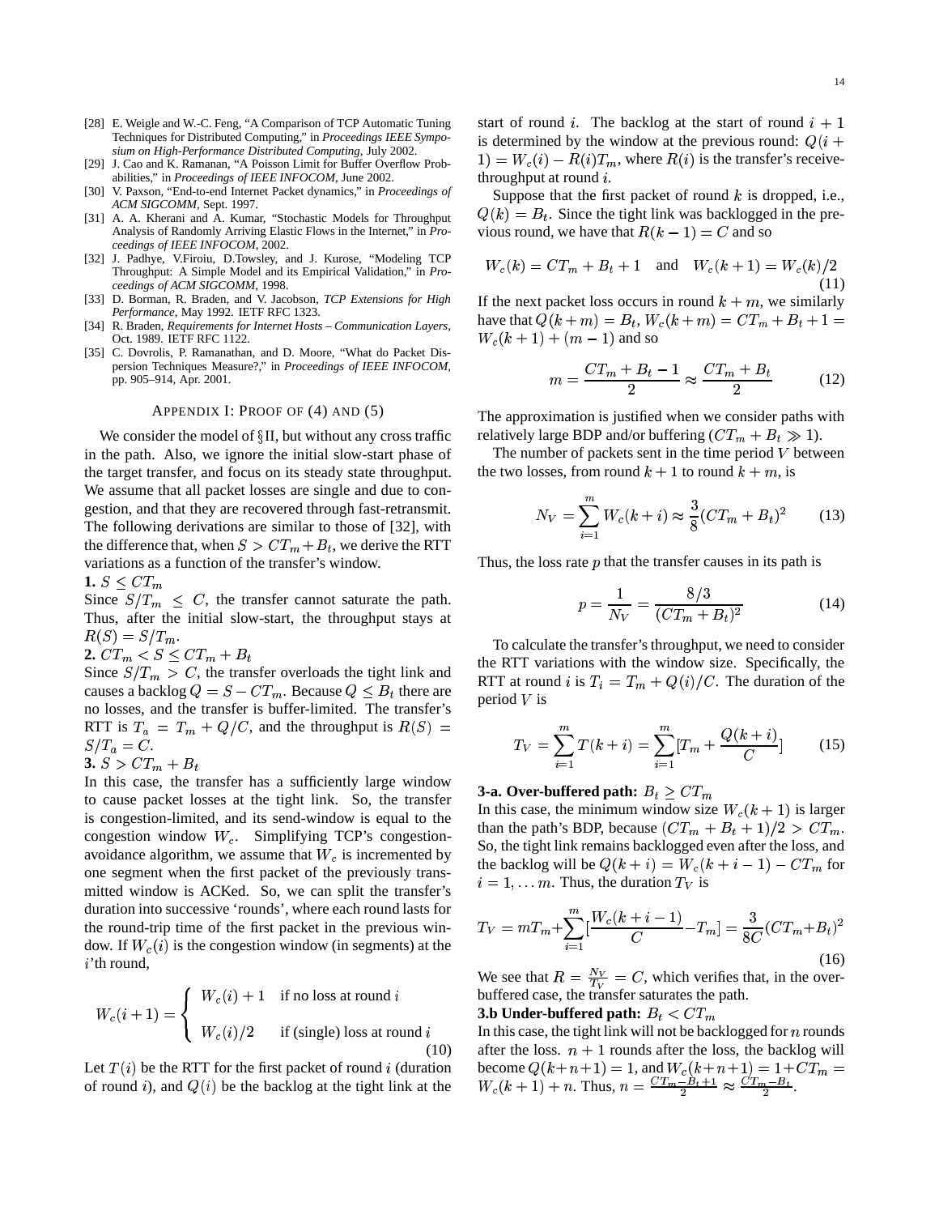[28] E. Weigle and W.-C. Feng, "A Comparison of TCP Automatic Tuning Techniques for Distributed Computing," in *Proceedings IEEE Symposium on High-Performance Distributed Computing*, July 2002.

[29] J. Cao and K. Ramanan, "A Poisson Limit for Buffer Overflow Probabilities," in *Proceedings of IEEE INFOCOM*, June 2002.

[30] V. Paxson, "End-to-end Internet Packet dynamics," in *Proceedings of ACM SIGCOMM*, Sept. 1997.

[31] A. A. Kherani and A. Kumar, "Stochastic Models for Throughput Analysis of Randomly Arriving Elastic Flows in the Internet," in *Proceedings of IEEE INFOCOM*, 2002.

[32] J. Padhye, V.Firoiu, D.Towsley, and J. Kurose, "Modeling TCP Throughput: A Simple Model and its Empirical Validation," in *Proceedings of ACM SIGCOMM*, 1998.

[33] D. Borman, R. Braden, and V. Jacobson, *TCP Extensions for High Performance*, May 1992. IETF RFC 1323.

[34] R. Braden, *Requirements for Internet Hosts – Communication Layers*, Oct. 1989. IETF RFC 1122.

[35] C. Dovrolis, P. Ramanathan, and D. Moore, "What do Packet Dispersion Techniques Measure?," in *Proceedings of IEEE INFOCOM*, pp. 905–914, Apr. 2001.

## APPENDIX I: PROOF OF (4) AND (5)

We consider the model of §II, but without any cross traffic in the path. Also, we ignore the initial slow-start phase of the target transfer, and focus on its steady state throughput. We assume that all packet losses are single and due to congestion, and that they are recovered through fast-retransmit. The following derivations are similar to those of [32], with the difference that, when $S > CT_m + B_t$, we derive the RTT variations as a function of the transfer's window.

**1.** $S \leq CT_m$

Since $S/T_m \leq C$, the transfer cannot saturate the path. Thus, after the initial slow-start, the throughput stays at $R(S) = S/T_m$.

**2.** $CT_m < S \leq CT_m + B_t$

Since $S/T_m > C$, the transfer overloads the tight link and causes a backlog $Q = S - CT_m$. Because $Q \leq B_t$ there are no losses, and the transfer is buffer-limited. The transfer's RTT is $T_a = T_m + Q/C$, and the throughput is $R(S) = S/T_a = C$.

**3.** $S > CT_m + B_t$

In this case, the transfer has a sufficiently large window to cause packet losses at the tight link. So, the transfer is congestion-limited, and its send-window is equal to the congestion window $W_c$. Simplifying TCP's congestion-avoidance algorithm, we assume that $W_c$ is incremented by one segment when the first packet of the previously transmitted window is ACKed. So, we can split the transfer's duration into successive 'rounds', where each round lasts for the round-trip time of the first packet in the previous window. If $W_c(i)$ is the congestion window (in segments) at the $i$'th round,

$$W_c(i+1) = \begin{cases} W_c(i) + 1 & \text{if no loss at round } i \\ W_c(i)/2 & \text{if (single) loss at round } i \end{cases} \tag{10}$$

Let $T(i)$ be the RTT for the first packet of round $i$ (duration of round $i$), and $Q(i)$ be the backlog at the tight link at the start of round $i$. The backlog at the start of round $i+1$ is determined by the window at the previous round: $Q(i+1) = W_c(i) - R(i)T_m$, where $R(i)$ is the transfer's receive-throughput at round $i$.

Suppose that the first packet of round $k$ is dropped, i.e., $Q(k) = B_t$. Since the tight link was backlogged in the previous round, we have that $R(k-1) = C$ and so

$$W_c(k) = CT_m + B_t + 1 \quad \text{and} \quad W_c(k+1) = W_c(k)/2 \tag{11}$$

If the next packet loss occurs in round $k+m$, we similarly have that $Q(k+m) = B_t$, $W_c(k+m) = CT_m + B_t + 1 = W_c(k+1) + (m-1)$ and so

$$m = \frac{CT_m + B_t - 1}{2} \approx \frac{CT_m + B_t}{2} \tag{12}$$

The approximation is justified when we consider paths with relatively large BDP and/or buffering ($CT_m + B_t \gg 1$).

The number of packets sent in the time period $V$ between the two losses, from round $k+1$ to round $k+m$, is

$$N_V = \sum_{i=1}^{m} W_c(k+i) \approx \frac{3}{8}(CT_m + B_t)^2 \tag{13}$$

Thus, the loss rate $p$ that the transfer causes in its path is

$$p = \frac{1}{N_V} = \frac{8/3}{(CT_m + B_t)^2} \tag{14}$$

To calculate the transfer's throughput, we need to consider the RTT variations with the window size. Specifically, the RTT at round $i$ is $T_i = T_m + Q(i)/C$. The duration of the period $V$ is

$$T_V = \sum_{i=1}^{m} T(k+i) = \sum_{i=1}^{m} [T_m + \frac{Q(k+i)}{C}] \tag{15}$$

**3-a. Over-buffered path:** $B_t \geq CT_m$

In this case, the minimum window size $W_c(k+1)$ is larger than the path's BDP, because $(CT_m + B_t + 1)/2 > CT_m$. So, the tight link remains backlogged even after the loss, and the backlog will be $Q(k+i) = W_c(k+i-1) - CT_m$ for $i = 1, \ldots m$. Thus, the duration $T_V$ is

$$T_V = mT_m + \sum_{i=1}^{m} [\frac{W_c(k+i-1)}{C} - T_m] = \frac{3}{8C}(CT_m + B_t)^2 \tag{16}$$

We see that $R = \frac{N_V}{T_V} = C$, which verifies that, in the over-buffered case, the transfer saturates the path.

**3.b Under-buffered path:** $B_t < CT_m$

In this case, the tight link will not be backlogged for $n$ rounds after the loss. $n+1$ rounds after the loss, the backlog will become $Q(k+n+1) = 1$, and $W_c(k+n+1) = 1 + CT_m = W_c(k+1) + n$. Thus, $n = \frac{CT_m - B_t + 1}{2} \approx \frac{CT_m - B_t}{2}$.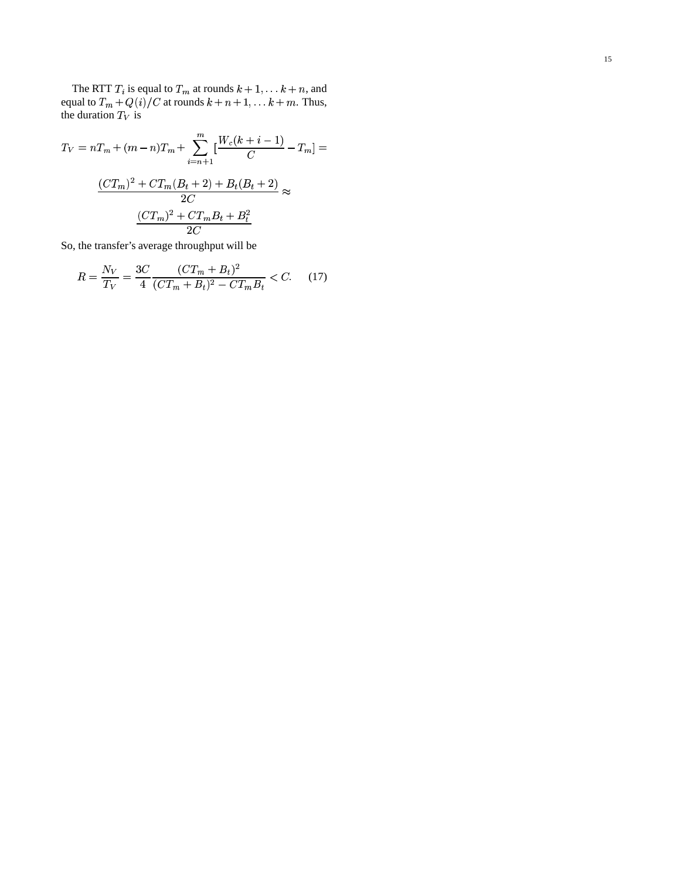The RTT $T_i$ is equal to $T_m$ at rounds $k+1, \ldots k+n$, and equal to $T_m + Q(i)/C$ at rounds $k+n+1, \ldots k+m$. Thus, the duration $T_V$ is

$$
T_V = nT_m + (m-n)T_m + \sum_{i=n+1}^{m} [\frac{W_c(k+i-1)}{C} - T_m] =
$$

$$
\frac{(CT_m)^2 + CT_m(B_t+2) + B_t(B_t+2)}{2C} \approx
$$

$$
\frac{(CT_m)^2 + CT_m B_t + B_t^2}{2C}
$$

So, the transfer's average throughput will be

$$
R = \frac{N_V}{T_V} = \frac{3C}{4} \frac{(CT_m + B_t)^2}{(CT_m + B_t)^2 - CT_m B_t} < C. \qquad (17)
$$